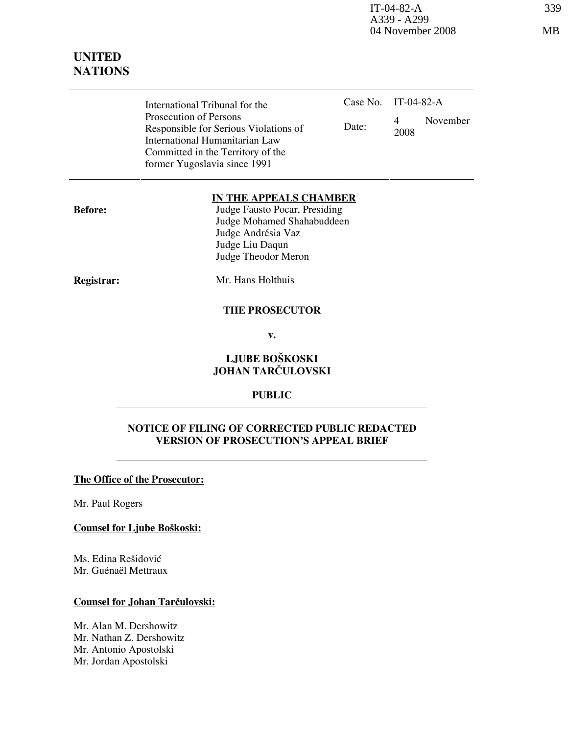# UNITED NATIONS

| International Tribunal for the Prosecution of Persons Responsible for Serious Violations of International Humanitarian Law Committed in the Territory of the former Yugoslavia since 1991 | Case No. | IT-04-82-A |
|---|---|---|
| | Date: | 4 November 2008 |

**IN THE APPEALS CHAMBER**

**Before:**

Judge Fausto Pocar, Presiding
Judge Mohamed Shahabuddeen
Judge Andrésia Vaz
Judge Liu Daqun
Judge Theodor Meron

**Registrar:** Mr. Hans Holthuis

**THE PROSECUTOR**

**v.**

**LJUBE BOŠKOSKI**
**JOHAN TARČULOVSKI**

**PUBLIC**

## NOTICE OF FILING OF CORRECTED PUBLIC REDACTED VERSION OF PROSECUTION'S APPEAL BRIEF

**The Office of the Prosecutor:**

Mr. Paul Rogers

**Counsel for Ljube Boškoski:**

Ms. Edina Rešidović
Mr. Guénaël Mettraux

**Counsel for Johan Tarčulovski:**

Mr. Alan M. Dershowitz
Mr. Nathan Z. Dershowitz
Mr. Antonio Apostolski
Mr. Jordan Apostolski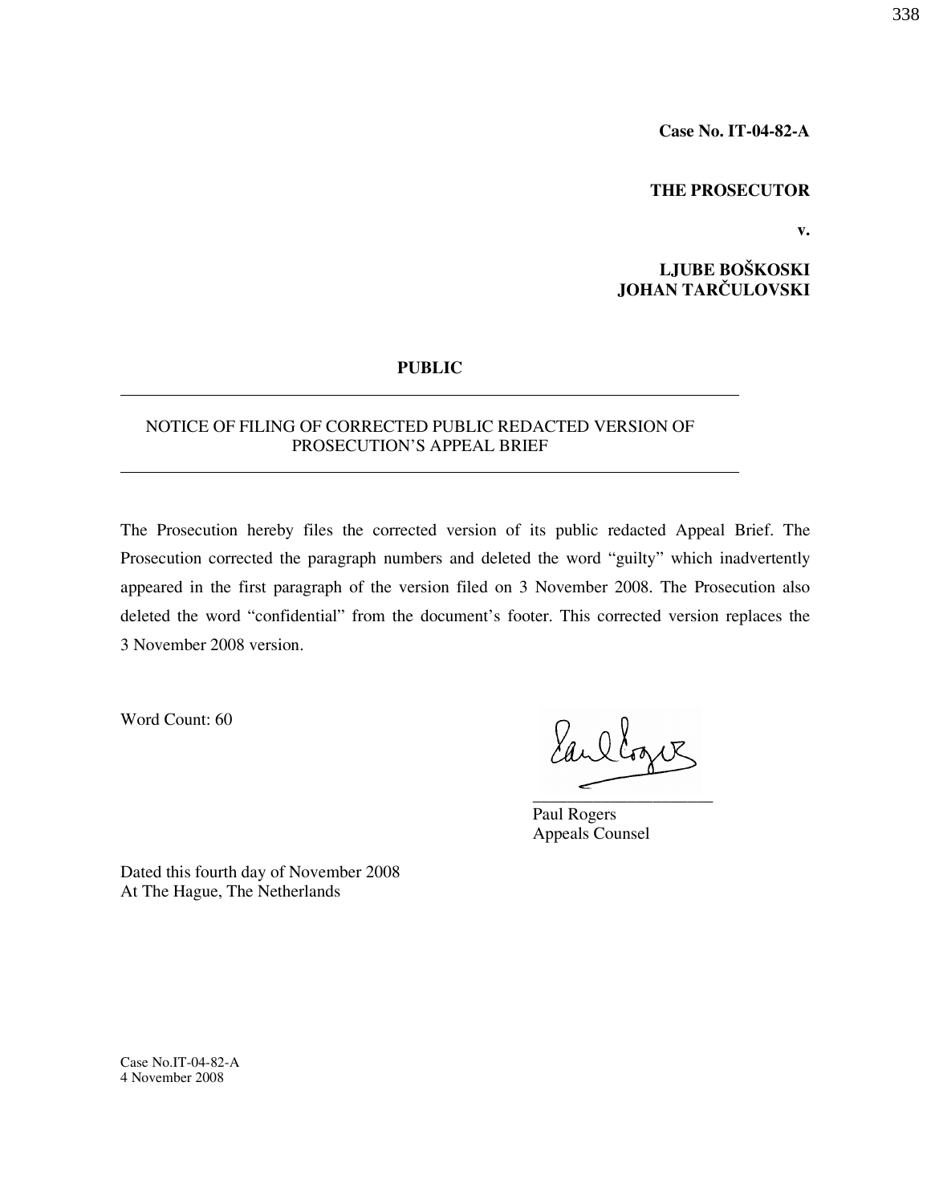**Case No. IT-04-82-A**

**THE PROSECUTOR**

**v.**

**LJUBE BOŠKOSKI**
**JOHAN TARČULOVSKI**

**PUBLIC**

---

NOTICE OF FILING OF CORRECTED PUBLIC REDACTED VERSION OF PROSECUTION'S APPEAL BRIEF

---

The Prosecution hereby files the corrected version of its public redacted Appeal Brief. The Prosecution corrected the paragraph numbers and deleted the word "guilty" which inadvertently appeared in the first paragraph of the version filed on 3 November 2008. The Prosecution also deleted the word "confidential" from the document's footer. This corrected version replaces the 3 November 2008 version.

Word Count: 60

_____________________
Paul Rogers
Appeals Counsel

Dated this fourth day of November 2008
At The Hague, The Netherlands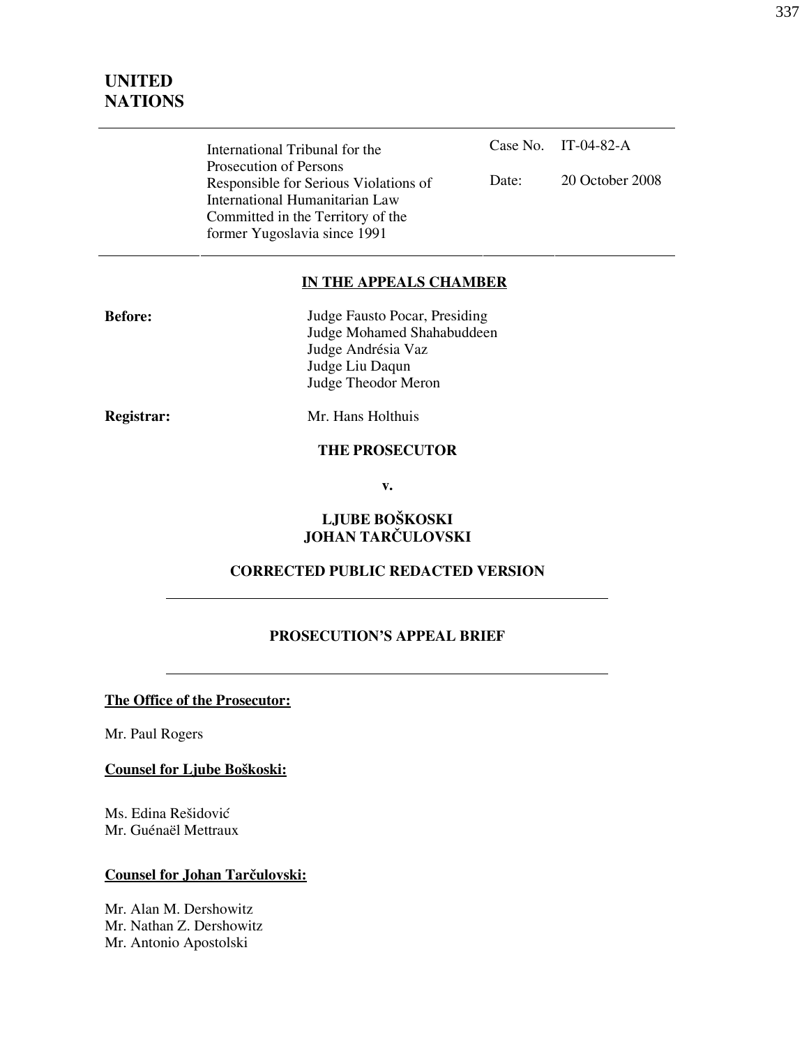# UNITED NATIONS

| International Tribunal for the Prosecution of Persons Responsible for Serious Violations of International Humanitarian Law Committed in the Territory of the former Yugoslavia since 1991 | Case No. | IT-04-82-A |
|---|---|---|
| | Date: | 20 October 2008 |

## IN THE APPEALS CHAMBER

**Before:** Judge Fausto Pocar, Presiding
Judge Mohamed Shahabuddeen
Judge Andrésia Vaz
Judge Liu Daqun
Judge Theodor Meron

**Registrar:** Mr. Hans Holthuis

**THE PROSECUTOR**

**v.**

**LJUBE BOŠKOSKI**
**JOHAN TARČULOVSKI**

**CORRECTED PUBLIC REDACTED VERSION**

---

**PROSECUTION'S APPEAL BRIEF**

---

**The Office of the Prosecutor:**

Mr. Paul Rogers

**Counsel for Ljube Boškoski:**

Ms. Edina Rešidović
Mr. Guénaël Mettraux

**Counsel for Johan Tarčulovski:**

Mr. Alan M. Dershowitz
Mr. Nathan Z. Dershowitz
Mr. Antonio Apostolski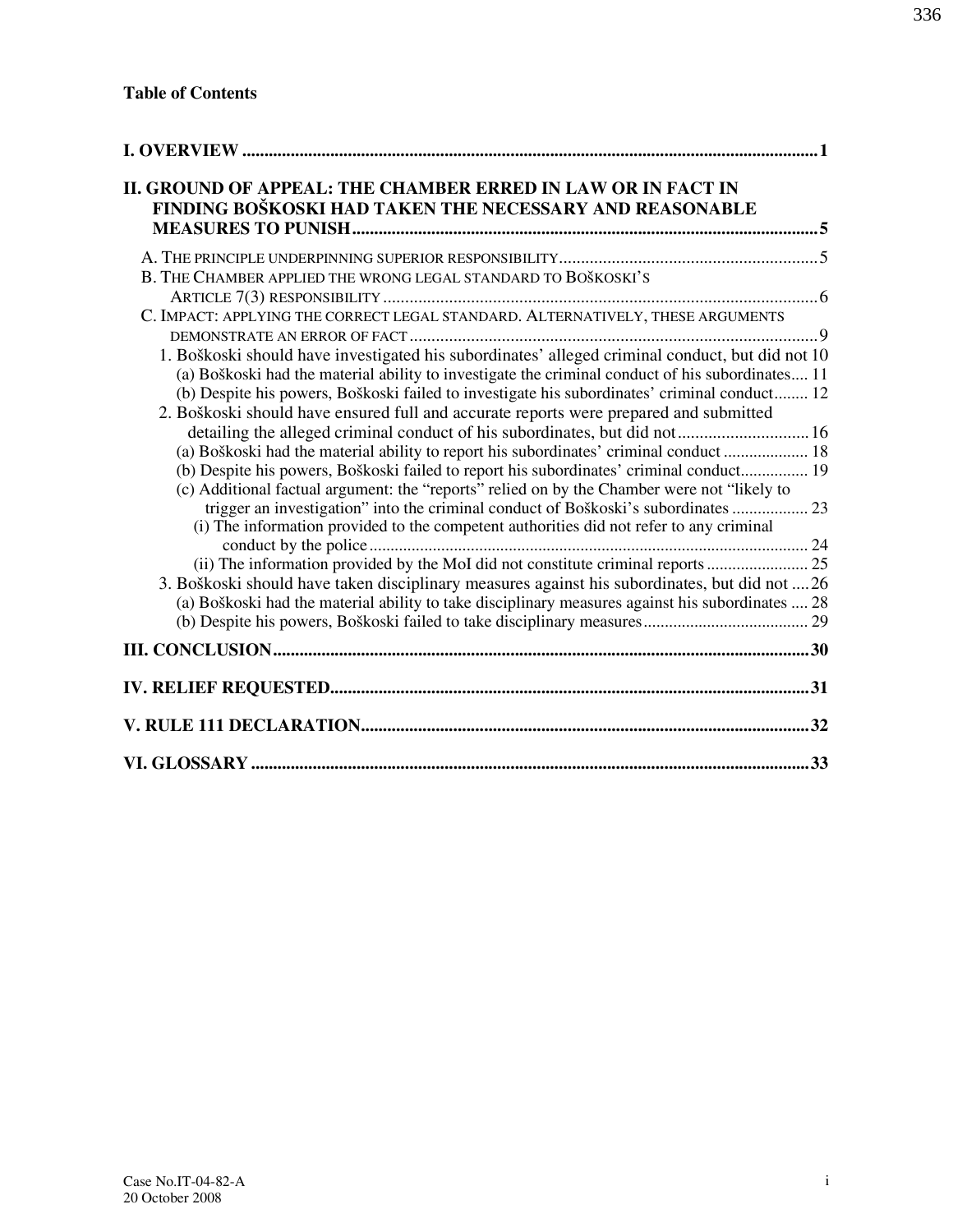**Table of Contents**

I. OVERVIEW ............................................................ 1

II. GROUND OF APPEAL: THE CHAMBER ERRED IN LAW OR IN FACT IN FINDING BOŠKOSKI HAD TAKEN THE NECESSARY AND REASONABLE MEASURES TO PUNISH ............................................................ 5

- A. THE PRINCIPLE UNDERPINNING SUPERIOR RESPONSIBILITY ............................................................ 5
- B. THE CHAMBER APPLIED THE WRONG LEGAL STANDARD TO BOŠKOSKI'S ARTICLE 7(3) RESPONSIBILITY ............................................................ 6
- C. IMPACT: APPLYING THE CORRECT LEGAL STANDARD. ALTERNATIVELY, THESE ARGUMENTS DEMONSTRATE AN ERROR OF FACT ............................................................ 9
  - 1. Boškoski should have investigated his subordinates' alleged criminal conduct, but did not 10
    - (a) Boškoski had the material ability to investigate the criminal conduct of his subordinates.... 11
    - (b) Despite his powers, Boškoski failed to investigate his subordinates' criminal conduct........ 12
  - 2. Boškoski should have ensured full and accurate reports were prepared and submitted detailing the alleged criminal conduct of his subordinates, but did not .............................. 16
    - (a) Boškoski had the material ability to report his subordinates' criminal conduct .................... 18
    - (b) Despite his powers, Boškoski failed to report his subordinates' criminal conduct................ 19
    - (c) Additional factual argument: the "reports" relied on by the Chamber were not "likely to trigger an investigation" into the criminal conduct of Boškoski's subordinates .................. 23
      - (i) The information provided to the competent authorities did not refer to any criminal conduct by the police ............................................................ 24
      - (ii) The information provided by the MoI did not constitute criminal reports ........................ 25
  - 3. Boškoski should have taken disciplinary measures against his subordinates, but did not .... 26
    - (a) Boškoski had the material ability to take disciplinary measures against his subordinates .... 28
    - (b) Despite his powers, Boškoski failed to take disciplinary measures ...................................... 29

III. CONCLUSION ............................................................ 30

IV. RELIEF REQUESTED ............................................................ 31

V. RULE 111 DECLARATION ............................................................ 32

VI. GLOSSARY ............................................................ 33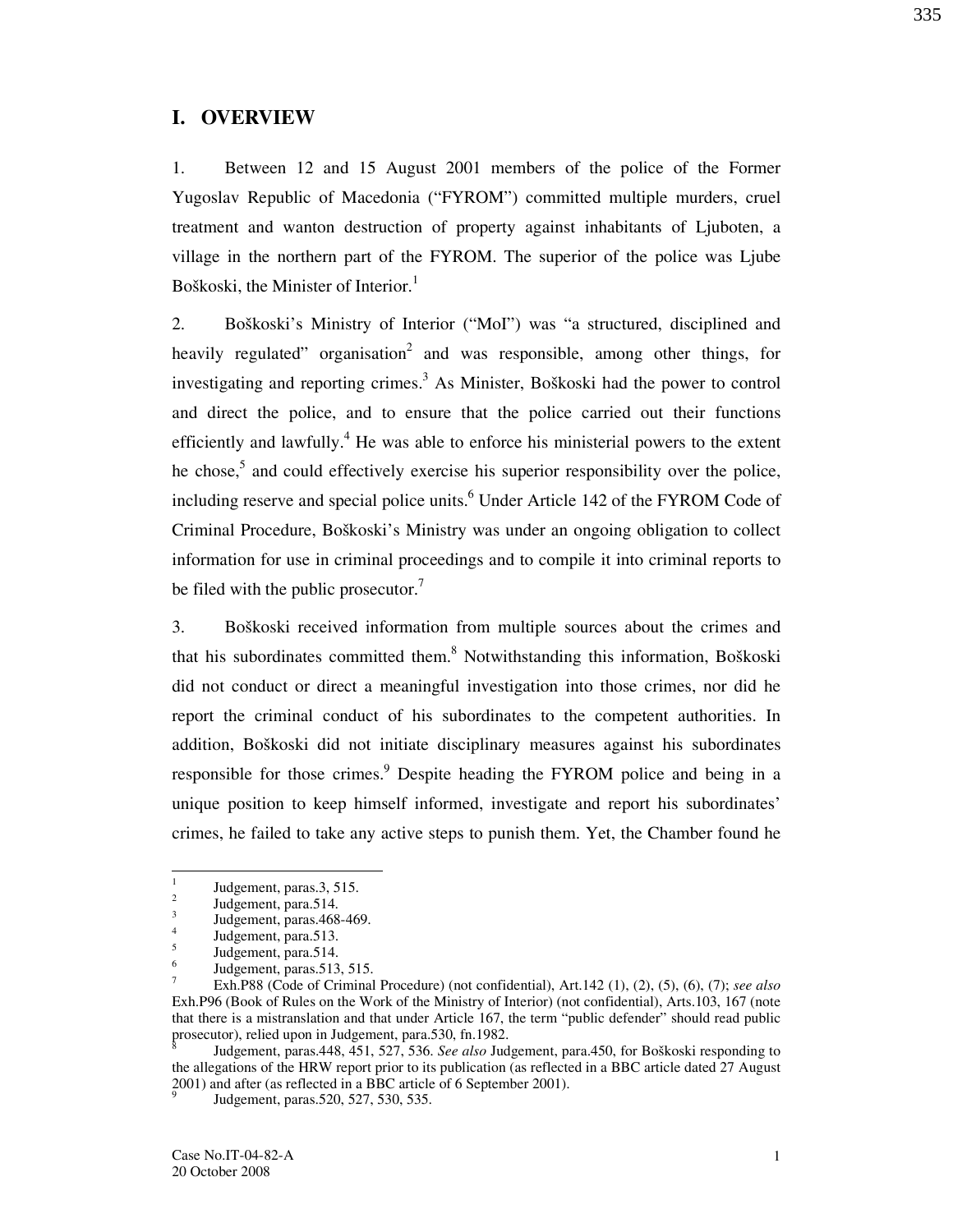## I. OVERVIEW

1. Between 12 and 15 August 2001 members of the police of the Former Yugoslav Republic of Macedonia ("FYROM") committed multiple murders, cruel treatment and wanton destruction of property against inhabitants of Ljuboten, a village in the northern part of the FYROM. The superior of the police was Ljube Boškoski, the Minister of Interior.[1]

2. Boškoski's Ministry of Interior ("MoI") was "a structured, disciplined and heavily regulated" organisation[2] and was responsible, among other things, for investigating and reporting crimes.[3] As Minister, Boškoski had the power to control and direct the police, and to ensure that the police carried out their functions efficiently and lawfully.[4] He was able to enforce his ministerial powers to the extent he chose,[5] and could effectively exercise his superior responsibility over the police, including reserve and special police units.[6] Under Article 142 of the FYROM Code of Criminal Procedure, Boškoski's Ministry was under an ongoing obligation to collect information for use in criminal proceedings and to compile it into criminal reports to be filed with the public prosecutor.[7]

3. Boškoski received information from multiple sources about the crimes and that his subordinates committed them.[8] Notwithstanding this information, Boškoski did not conduct or direct a meaningful investigation into those crimes, nor did he report the criminal conduct of his subordinates to the competent authorities. In addition, Boškoski did not initiate disciplinary measures against his subordinates responsible for those crimes.[9] Despite heading the FYROM police and being in a unique position to keep himself informed, investigate and report his subordinates' crimes, he failed to take any active steps to punish them. Yet, the Chamber found he

---

[1] Judgement, paras.3, 515.

[2] Judgement, para.514.

[3] Judgement, paras.468-469.

[4] Judgement, para.513.

[5] Judgement, para.514.

[6] Judgement, paras.513, 515.

[7] Exh.P88 (Code of Criminal Procedure) (not confidential), Art.142 (1), (2), (5), (6), (7); *see also* Exh.P96 (Book of Rules on the Work of the Ministry of Interior) (not confidential), Arts.103, 167 (note that there is a mistranslation and that under Article 167, the term "public defender" should read public prosecutor), relied upon in Judgement, para.530, fn.1982.

[8] Judgement, paras.448, 451, 527, 536. *See also* Judgement, para.450, for Boškoski responding to the allegations of the HRW report prior to its publication (as reflected in a BBC article dated 27 August 2001) and after (as reflected in a BBC article of 6 September 2001).

[9] Judgement, paras.520, 527, 530, 535.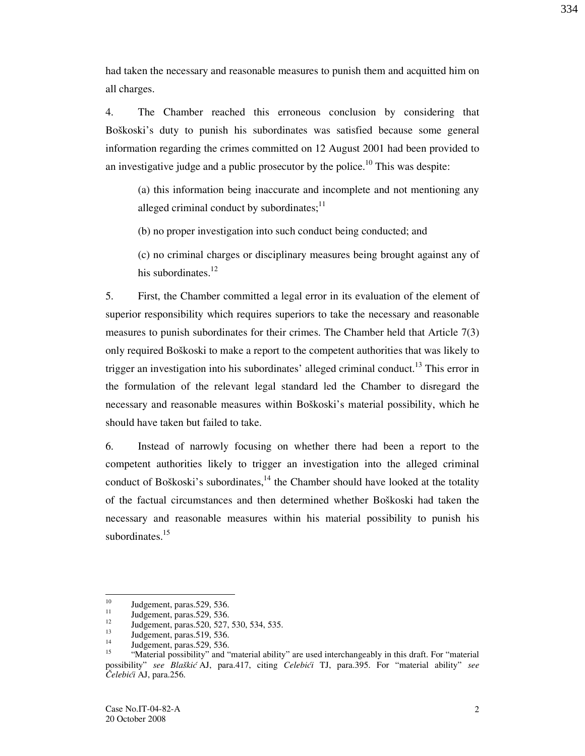had taken the necessary and reasonable measures to punish them and acquitted him on all charges.

4. The Chamber reached this erroneous conclusion by considering that Boškoski's duty to punish his subordinates was satisfied because some general information regarding the crimes committed on 12 August 2001 had been provided to an investigative judge and a public prosecutor by the police.[10] This was despite:

(a) this information being inaccurate and incomplete and not mentioning any alleged criminal conduct by subordinates;[11]

(b) no proper investigation into such conduct being conducted; and

(c) no criminal charges or disciplinary measures being brought against any of his subordinates.[12]

5. First, the Chamber committed a legal error in its evaluation of the element of superior responsibility which requires superiors to take the necessary and reasonable measures to punish subordinates for their crimes. The Chamber held that Article 7(3) only required Boškoski to make a report to the competent authorities that was likely to trigger an investigation into his subordinates' alleged criminal conduct.[13] This error in the formulation of the relevant legal standard led the Chamber to disregard the necessary and reasonable measures within Boškoski's material possibility, which he should have taken but failed to take.

6. Instead of narrowly focusing on whether there had been a report to the competent authorities likely to trigger an investigation into the alleged criminal conduct of Boškoski's subordinates,[14] the Chamber should have looked at the totality of the factual circumstances and then determined whether Boškoski had taken the necessary and reasonable measures within his material possibility to punish his subordinates.[15]

---

[10] Judgement, paras.529, 536.

[11] Judgement, paras.529, 536.

[12] Judgement, paras.520, 527, 530, 534, 535.

[13] Judgement, paras.519, 536.

[14] Judgement, paras.529, 536.

[15] "Material possibility" and "material ability" are used interchangeably in this draft. For "material possibility" *see Blaškić* AJ, para.417, citing *Celebići* TJ, para.395. For "material ability" *see Čelebići* AJ, para.256.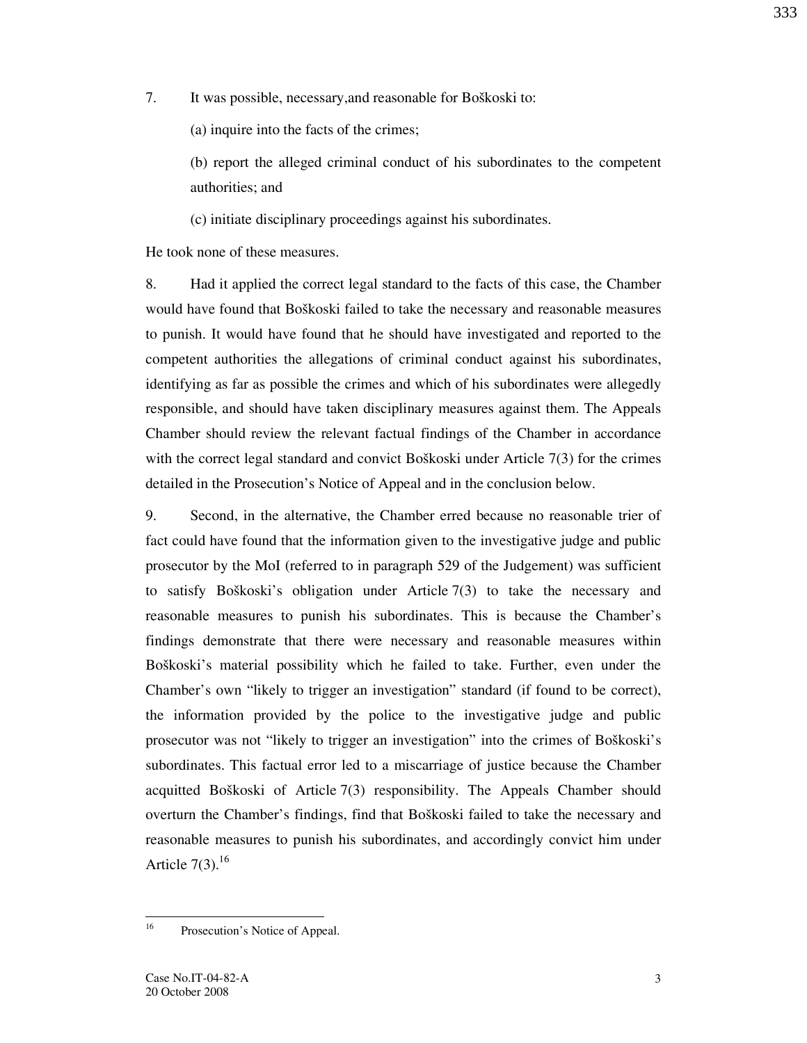7. It was possible, necessary,and reasonable for Boškoski to:

   (a) inquire into the facts of the crimes;

   (b) report the alleged criminal conduct of his subordinates to the competent authorities; and

   (c) initiate disciplinary proceedings against his subordinates.

He took none of these measures.

8. Had it applied the correct legal standard to the facts of this case, the Chamber would have found that Boškoski failed to take the necessary and reasonable measures to punish. It would have found that he should have investigated and reported to the competent authorities the allegations of criminal conduct against his subordinates, identifying as far as possible the crimes and which of his subordinates were allegedly responsible, and should have taken disciplinary measures against them. The Appeals Chamber should review the relevant factual findings of the Chamber in accordance with the correct legal standard and convict Boškoski under Article 7(3) for the crimes detailed in the Prosecution's Notice of Appeal and in the conclusion below.

9. Second, in the alternative, the Chamber erred because no reasonable trier of fact could have found that the information given to the investigative judge and public prosecutor by the MoI (referred to in paragraph 529 of the Judgement) was sufficient to satisfy Boškoski's obligation under Article 7(3) to take the necessary and reasonable measures to punish his subordinates. This is because the Chamber's findings demonstrate that there were necessary and reasonable measures within Boškoski's material possibility which he failed to take. Further, even under the Chamber's own "likely to trigger an investigation" standard (if found to be correct), the information provided by the police to the investigative judge and public prosecutor was not "likely to trigger an investigation" into the crimes of Boškoski's subordinates. This factual error led to a miscarriage of justice because the Chamber acquitted Boškoski of Article 7(3) responsibility. The Appeals Chamber should overturn the Chamber's findings, find that Boškoski failed to take the necessary and reasonable measures to punish his subordinates, and accordingly convict him under Article 7(3).[16]

---

[16] Prosecution's Notice of Appeal.

Case No.IT-04-82-A
20 October 2008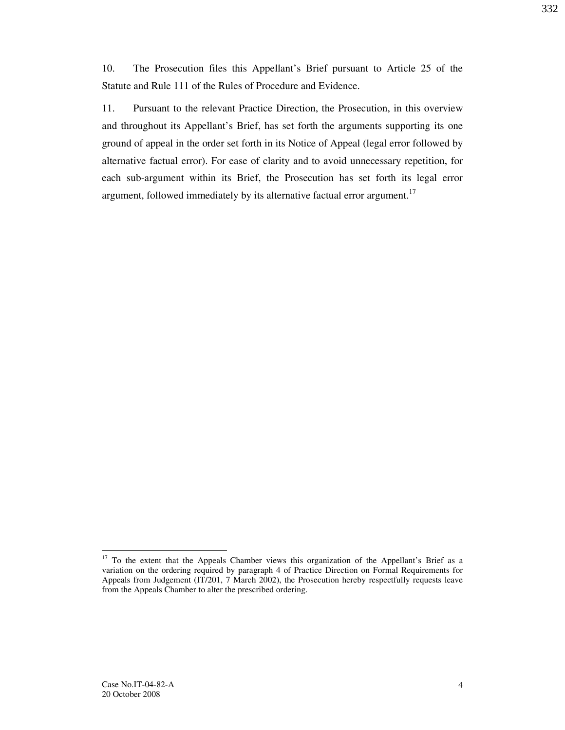10. The Prosecution files this Appellant's Brief pursuant to Article 25 of the Statute and Rule 111 of the Rules of Procedure and Evidence.

11. Pursuant to the relevant Practice Direction, the Prosecution, in this overview and throughout its Appellant's Brief, has set forth the arguments supporting its one ground of appeal in the order set forth in its Notice of Appeal (legal error followed by alternative factual error). For ease of clarity and to avoid unnecessary repetition, for each sub-argument within its Brief, the Prosecution has set forth its legal error argument, followed immediately by its alternative factual error argument.[17]

---

[17] To the extent that the Appeals Chamber views this organization of the Appellant's Brief as a variation on the ordering required by paragraph 4 of Practice Direction on Formal Requirements for Appeals from Judgement (IT/201, 7 March 2002), the Prosecution hereby respectfully requests leave from the Appeals Chamber to alter the prescribed ordering.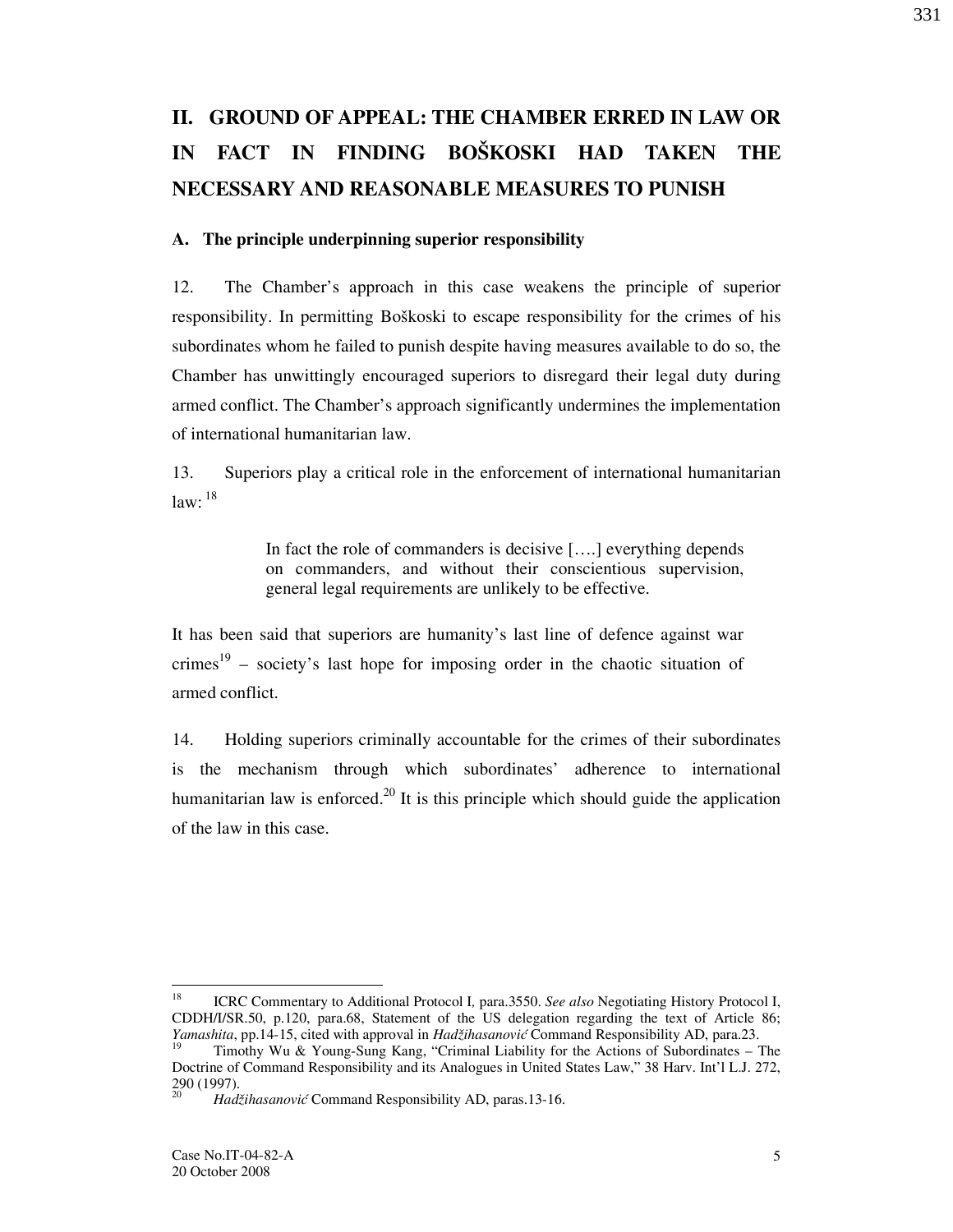## II. GROUND OF APPEAL: THE CHAMBER ERRED IN LAW OR IN FACT IN FINDING BOŠKOSKI HAD TAKEN THE NECESSARY AND REASONABLE MEASURES TO PUNISH

### A. The principle underpinning superior responsibility

12. The Chamber's approach in this case weakens the principle of superior responsibility. In permitting Boškoski to escape responsibility for the crimes of his subordinates whom he failed to punish despite having measures available to do so, the Chamber has unwittingly encouraged superiors to disregard their legal duty during armed conflict. The Chamber's approach significantly undermines the implementation of international humanitarian law.

13. Superiors play a critical role in the enforcement of international humanitarian law: [18]

> In fact the role of commanders is decisive [….] everything depends on commanders, and without their conscientious supervision, general legal requirements are unlikely to be effective.

It has been said that superiors are humanity's last line of defence against war crimes[19] – society's last hope for imposing order in the chaotic situation of armed conflict.

14. Holding superiors criminally accountable for the crimes of their subordinates is the mechanism through which subordinates' adherence to international humanitarian law is enforced.[20] It is this principle which should guide the application of the law in this case.

---

[18] ICRC Commentary to Additional Protocol I, para.3550. *See also* Negotiating History Protocol I, CDDH/I/SR.50, p.120, para.68, Statement of the US delegation regarding the text of Article 86; *Yamashita*, pp.14-15, cited with approval in *Hadžihasanović* Command Responsibility AD, para.23.

[19] Timothy Wu & Young-Sung Kang, "Criminal Liability for the Actions of Subordinates – The Doctrine of Command Responsibility and its Analogues in United States Law," 38 Harv. Int'l L.J. 272, 290 (1997).

[20] *Hadžihasanović* Command Responsibility AD, paras.13-16.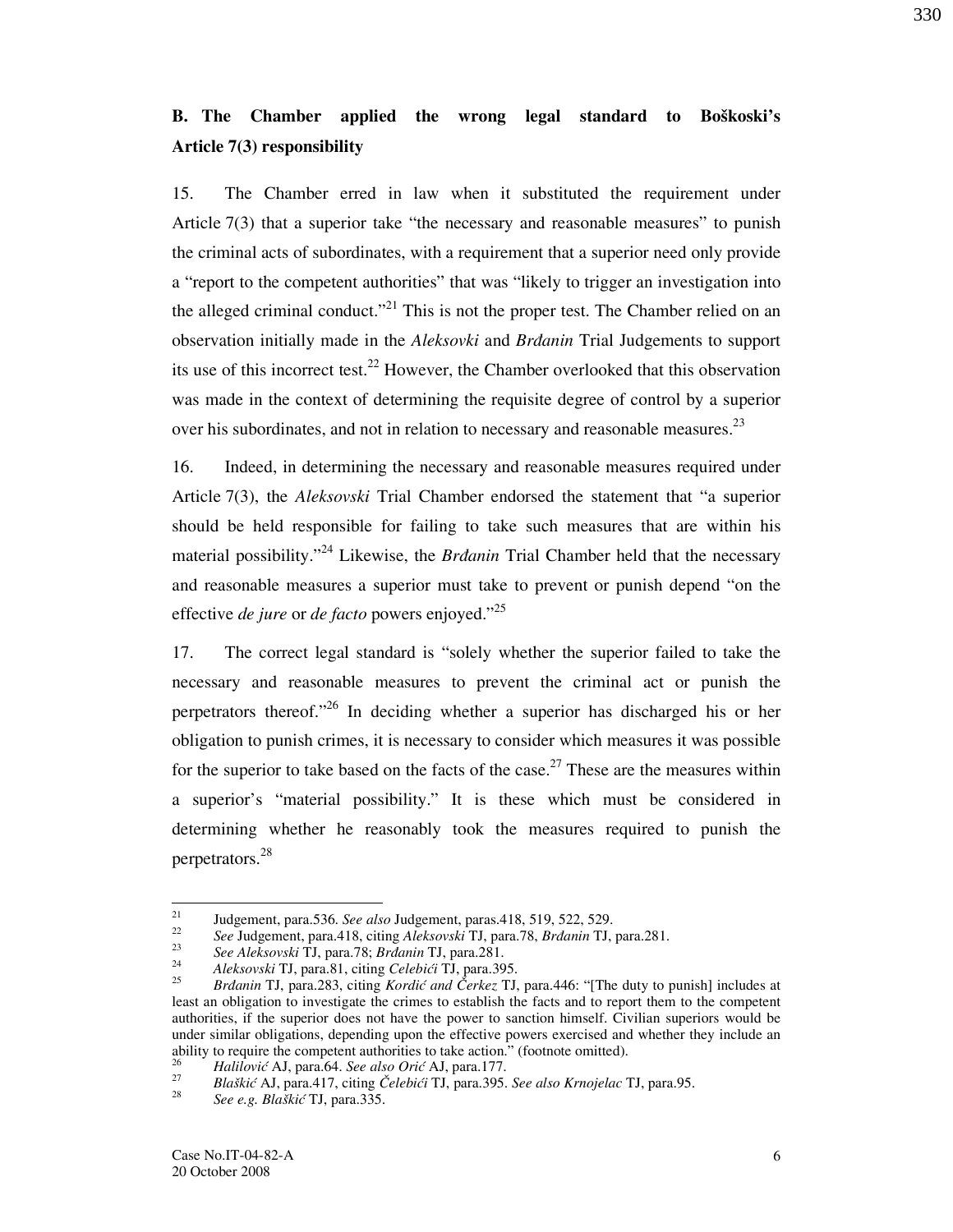## B. The Chamber applied the wrong legal standard to Boškoski's Article 7(3) responsibility

15. The Chamber erred in law when it substituted the requirement under Article 7(3) that a superior take "the necessary and reasonable measures" to punish the criminal acts of subordinates, with a requirement that a superior need only provide a "report to the competent authorities" that was "likely to trigger an investigation into the alleged criminal conduct."[21] This is not the proper test. The Chamber relied on an observation initially made in the *Aleksovki* and *Brđanin* Trial Judgements to support its use of this incorrect test.[22] However, the Chamber overlooked that this observation was made in the context of determining the requisite degree of control by a superior over his subordinates, and not in relation to necessary and reasonable measures.[23]

16. Indeed, in determining the necessary and reasonable measures required under Article 7(3), the *Aleksovski* Trial Chamber endorsed the statement that "a superior should be held responsible for failing to take such measures that are within his material possibility."[24] Likewise, the *Brđanin* Trial Chamber held that the necessary and reasonable measures a superior must take to prevent or punish depend "on the effective *de jure* or *de facto* powers enjoyed."[25]

17. The correct legal standard is "solely whether the superior failed to take the necessary and reasonable measures to prevent the criminal act or punish the perpetrators thereof."[26] In deciding whether a superior has discharged his or her obligation to punish crimes, it is necessary to consider which measures it was possible for the superior to take based on the facts of the case.[27] These are the measures within a superior's "material possibility." It is these which must be considered in determining whether he reasonably took the measures required to punish the perpetrators.[28]

---

[21] Judgement, para.536. *See also* Judgement, paras.418, 519, 522, 529.

[22] *See* Judgement, para.418, citing *Aleksovski* TJ, para.78, *Brđanin* TJ, para.281.

[23] *See Aleksovski* TJ, para.78; *Brđanin* TJ, para.281.

[24] *Aleksovski* TJ, para.81, citing *Celebići* TJ, para.395.

[25] *Brđanin* TJ, para.283, citing *Kordić and Čerkez* TJ, para.446: "[The duty to punish] includes at least an obligation to investigate the crimes to establish the facts and to report them to the competent authorities, if the superior does not have the power to sanction himself. Civilian superiors would be under similar obligations, depending upon the effective powers exercised and whether they include an ability to require the competent authorities to take action." (footnote omitted).

[26] *Halilović* AJ, para.64. *See also Orić* AJ, para.177.

[27] *Blaškić* AJ, para.417, citing *Čelebići* TJ, para.395. *See also Krnojelac* TJ, para.95.

[28] *See e.g. Blaškić* TJ, para.335.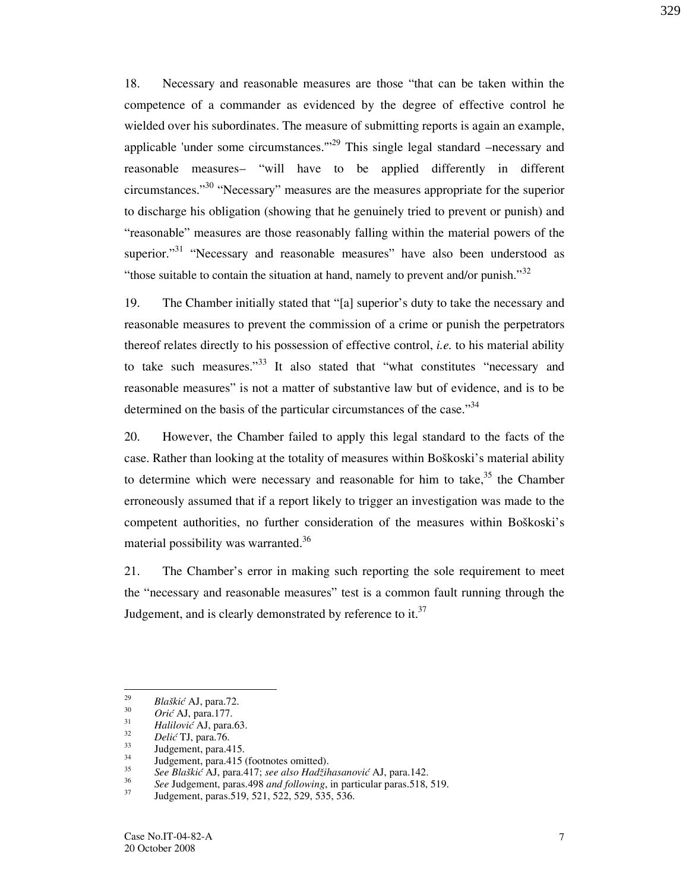18. Necessary and reasonable measures are those "that can be taken within the competence of a commander as evidenced by the degree of effective control he wielded over his subordinates. The measure of submitting reports is again an example, applicable 'under some circumstances.'"[29] This single legal standard –necessary and reasonable measures– "will have to be applied differently in different circumstances."[30] "Necessary" measures are the measures appropriate for the superior to discharge his obligation (showing that he genuinely tried to prevent or punish) and "reasonable" measures are those reasonably falling within the material powers of the superior."[31] "Necessary and reasonable measures" have also been understood as "those suitable to contain the situation at hand, namely to prevent and/or punish."[32]

19. The Chamber initially stated that "[a] superior's duty to take the necessary and reasonable measures to prevent the commission of a crime or punish the perpetrators thereof relates directly to his possession of effective control, *i.e.* to his material ability to take such measures."[33] It also stated that "what constitutes "necessary and reasonable measures" is not a matter of substantive law but of evidence, and is to be determined on the basis of the particular circumstances of the case."[34]

20. However, the Chamber failed to apply this legal standard to the facts of the case. Rather than looking at the totality of measures within Boškoski's material ability to determine which were necessary and reasonable for him to take,[35] the Chamber erroneously assumed that if a report likely to trigger an investigation was made to the competent authorities, no further consideration of the measures within Boškoski's material possibility was warranted.[36]

21. The Chamber's error in making such reporting the sole requirement to meet the "necessary and reasonable measures" test is a common fault running through the Judgement, and is clearly demonstrated by reference to it.[37]

---

[29] *Blaškić* AJ, para.72.

[30] *Orić* AJ, para.177.

[31] *Halilović* AJ, para.63.

[32] *Delić* TJ, para.76.

[33] Judgement, para.415.

[34] Judgement, para.415 (footnotes omitted).

[35] *See Blaškić* AJ, para.417; *see also Hadžihasanović* AJ, para.142.

[36] *See* Judgement, paras.498 *and following*, in particular paras.518, 519.

[37] Judgement, paras.519, 521, 522, 529, 535, 536.

Case No.IT-04-82-A
20 October 2008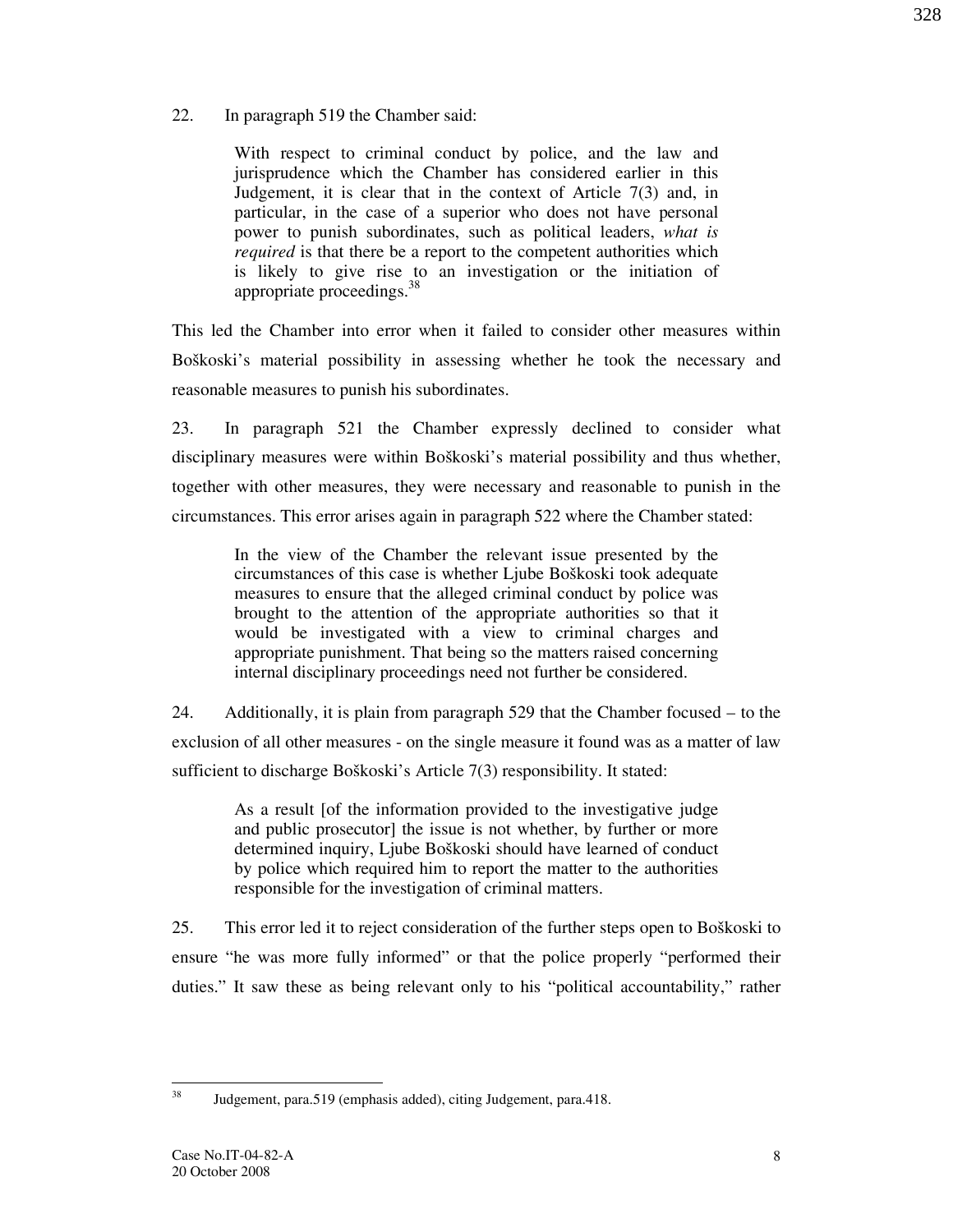22. In paragraph 519 the Chamber said:

> With respect to criminal conduct by police, and the law and jurisprudence which the Chamber has considered earlier in this Judgement, it is clear that in the context of Article 7(3) and, in particular, in the case of a superior who does not have personal power to punish subordinates, such as political leaders, *what is required* is that there be a report to the competent authorities which is likely to give rise to an investigation or the initiation of appropriate proceedings.[38]

This led the Chamber into error when it failed to consider other measures within Boškoski's material possibility in assessing whether he took the necessary and reasonable measures to punish his subordinates.

23. In paragraph 521 the Chamber expressly declined to consider what disciplinary measures were within Boškoski's material possibility and thus whether, together with other measures, they were necessary and reasonable to punish in the circumstances. This error arises again in paragraph 522 where the Chamber stated:

> In the view of the Chamber the relevant issue presented by the circumstances of this case is whether Ljube Boškoski took adequate measures to ensure that the alleged criminal conduct by police was brought to the attention of the appropriate authorities so that it would be investigated with a view to criminal charges and appropriate punishment. That being so the matters raised concerning internal disciplinary proceedings need not further be considered.

24. Additionally, it is plain from paragraph 529 that the Chamber focused – to the exclusion of all other measures - on the single measure it found was as a matter of law sufficient to discharge Boškoski's Article 7(3) responsibility. It stated:

> As a result [of the information provided to the investigative judge and public prosecutor] the issue is not whether, by further or more determined inquiry, Ljube Boškoski should have learned of conduct by police which required him to report the matter to the authorities responsible for the investigation of criminal matters.

25. This error led it to reject consideration of the further steps open to Boškoski to ensure "he was more fully informed" or that the police properly "performed their duties." It saw these as being relevant only to his "political accountability," rather

---

[38] Judgement, para.519 (emphasis added), citing Judgement, para.418.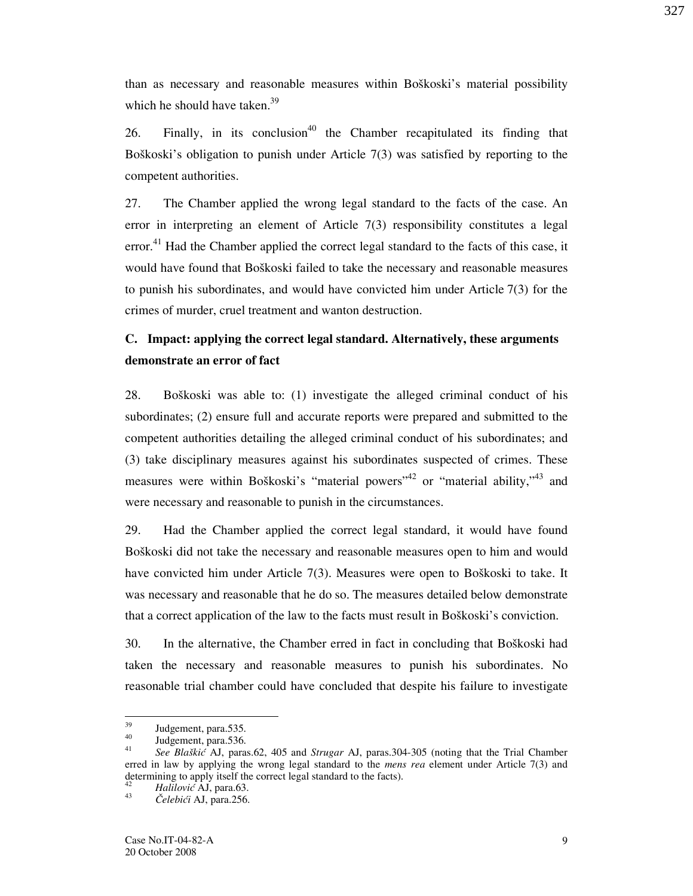than as necessary and reasonable measures within Boškoski's material possibility which he should have taken.[39]

26. Finally, in its conclusion[40] the Chamber recapitulated its finding that Boškoski's obligation to punish under Article 7(3) was satisfied by reporting to the competent authorities.

27. The Chamber applied the wrong legal standard to the facts of the case. An error in interpreting an element of Article 7(3) responsibility constitutes a legal error.[41] Had the Chamber applied the correct legal standard to the facts of this case, it would have found that Boškoski failed to take the necessary and reasonable measures to punish his subordinates, and would have convicted him under Article 7(3) for the crimes of murder, cruel treatment and wanton destruction.

### C. Impact: applying the correct legal standard. Alternatively, these arguments demonstrate an error of fact

28. Boškoski was able to: (1) investigate the alleged criminal conduct of his subordinates; (2) ensure full and accurate reports were prepared and submitted to the competent authorities detailing the alleged criminal conduct of his subordinates; and (3) take disciplinary measures against his subordinates suspected of crimes. These measures were within Boškoski's "material powers"[42] or "material ability,"[43] and were necessary and reasonable to punish in the circumstances.

29. Had the Chamber applied the correct legal standard, it would have found Boškoski did not take the necessary and reasonable measures open to him and would have convicted him under Article 7(3). Measures were open to Boškoski to take. It was necessary and reasonable that he do so. The measures detailed below demonstrate that a correct application of the law to the facts must result in Boškoski's conviction.

30. In the alternative, the Chamber erred in fact in concluding that Boškoski had taken the necessary and reasonable measures to punish his subordinates. No reasonable trial chamber could have concluded that despite his failure to investigate

---

[39] Judgement, para.535.

[40] Judgement, para.536.

[41] *See Blaškić* AJ, paras.62, 405 and *Strugar* AJ, paras.304-305 (noting that the Trial Chamber erred in law by applying the wrong legal standard to the *mens rea* element under Article 7(3) and determining to apply itself the correct legal standard to the facts).

[42] *Halilović* AJ, para.63.

[43] *Čelebići* AJ, para.256.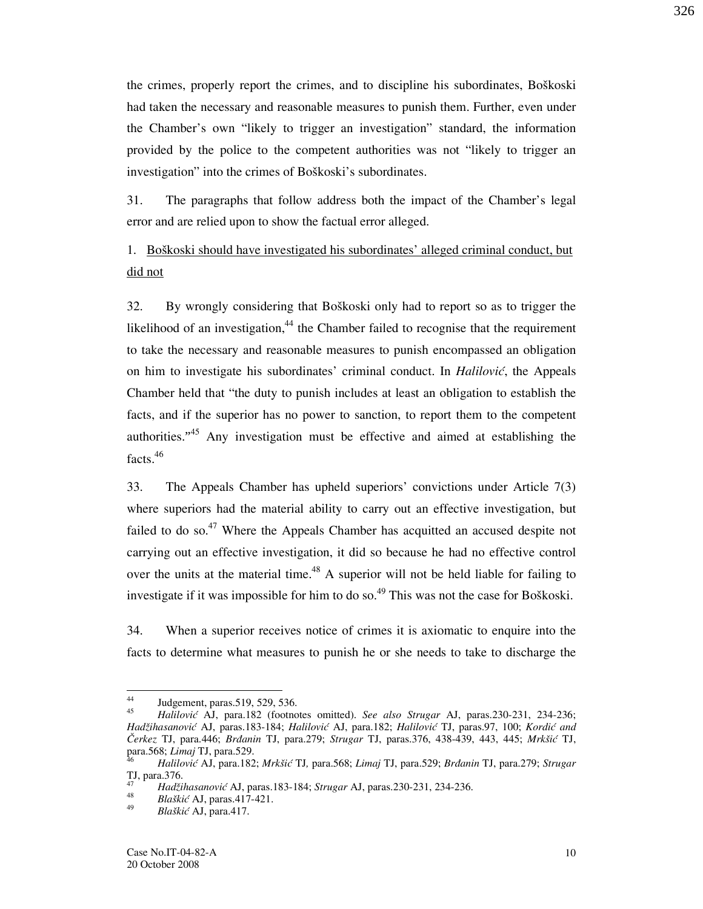the crimes, properly report the crimes, and to discipline his subordinates, Boškoski had taken the necessary and reasonable measures to punish them. Further, even under the Chamber's own "likely to trigger an investigation" standard, the information provided by the police to the competent authorities was not "likely to trigger an investigation" into the crimes of Boškoski's subordinates.

31. The paragraphs that follow address both the impact of the Chamber's legal error and are relied upon to show the factual error alleged.

1. Boškoski should have investigated his subordinates' alleged criminal conduct, but did not

32. By wrongly considering that Boškoski only had to report so as to trigger the likelihood of an investigation,[44] the Chamber failed to recognise that the requirement to take the necessary and reasonable measures to punish encompassed an obligation on him to investigate his subordinates' criminal conduct. In *Halilović*, the Appeals Chamber held that "the duty to punish includes at least an obligation to establish the facts, and if the superior has no power to sanction, to report them to the competent authorities."[45] Any investigation must be effective and aimed at establishing the facts.[46]

33. The Appeals Chamber has upheld superiors' convictions under Article 7(3) where superiors had the material ability to carry out an effective investigation, but failed to do so.[47] Where the Appeals Chamber has acquitted an accused despite not carrying out an effective investigation, it did so because he had no effective control over the units at the material time.[48] A superior will not be held liable for failing to investigate if it was impossible for him to do so.[49] This was not the case for Boškoski.

34. When a superior receives notice of crimes it is axiomatic to enquire into the facts to determine what measures to punish he or she needs to take to discharge the

---

[44] Judgement, paras.519, 529, 536.

[45] *Halilović* AJ, para.182 (footnotes omitted). *See also Strugar* AJ, paras.230-231, 234-236; *Hadžihasanović* AJ, paras.183-184; *Halilović* AJ, para.182; *Halilović* TJ, paras.97, 100; *Kordić and Čerkez* TJ, para.446; *Brđanin* TJ, para.279; *Strugar* TJ, paras.376, 438-439, 443, 445; *Mrkšić* TJ, para.568; *Limaj* TJ, para.529.

[46] *Halilović* AJ, para.182; *Mrkšić* TJ, para.568; *Limaj* TJ, para.529; *Brđanin* TJ, para.279; *Strugar* TJ, para.376.

[47] *Hadžihasanović* AJ, paras.183-184; *Strugar* AJ, paras.230-231, 234-236.

[48] *Blaškić* AJ, paras.417-421.

[49] *Blaškić* AJ, para.417.

Case No.IT-04-82-A
20 October 2008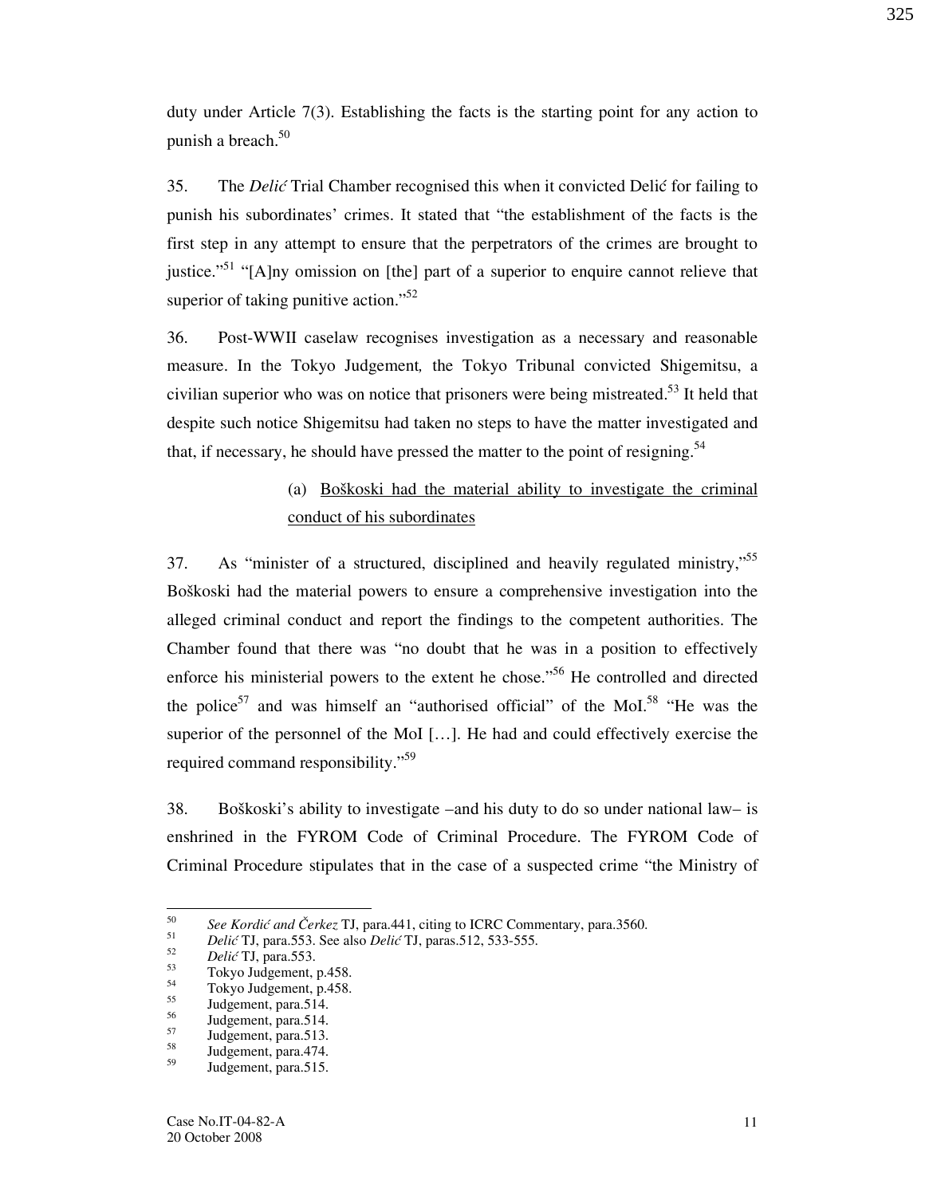duty under Article 7(3). Establishing the facts is the starting point for any action to punish a breach.[50]

35. The *Delić* Trial Chamber recognised this when it convicted Delić for failing to punish his subordinates' crimes. It stated that "the establishment of the facts is the first step in any attempt to ensure that the perpetrators of the crimes are brought to justice."[51] "[A]ny omission on [the] part of a superior to enquire cannot relieve that superior of taking punitive action."[52]

36. Post-WWII caselaw recognises investigation as a necessary and reasonable measure. In the Tokyo Judgement*,* the Tokyo Tribunal convicted Shigemitsu, a civilian superior who was on notice that prisoners were being mistreated.[53] It held that despite such notice Shigemitsu had taken no steps to have the matter investigated and that, if necessary, he should have pressed the matter to the point of resigning.[54]

(a) <u>Boškoski had the material ability to investigate the criminal conduct of his subordinates</u>

37. As "minister of a structured, disciplined and heavily regulated ministry,"[55] Boškoski had the material powers to ensure a comprehensive investigation into the alleged criminal conduct and report the findings to the competent authorities. The Chamber found that there was "no doubt that he was in a position to effectively enforce his ministerial powers to the extent he chose."[56] He controlled and directed the police[57] and was himself an "authorised official" of the MoI.[58] "He was the superior of the personnel of the MoI […]. He had and could effectively exercise the required command responsibility."[59]

38. Boškoski's ability to investigate –and his duty to do so under national law– is enshrined in the FYROM Code of Criminal Procedure. The FYROM Code of Criminal Procedure stipulates that in the case of a suspected crime "the Ministry of

---

[50] *See Kordić and Čerkez* TJ, para.441, citing to ICRC Commentary, para.3560.
[51] *Delić* TJ, para.553. See also *Delić* TJ, paras.512, 533-555.
[52] *Delić* TJ, para.553.
[53] Tokyo Judgement, p.458.
[54] Tokyo Judgement, p.458.
[55] Judgement, para.514.
[56] Judgement, para.514.
[57] Judgement, para.513.
[58] Judgement, para.474.
[59] Judgement, para.515.

Case No.IT-04-82-A
20 October 2008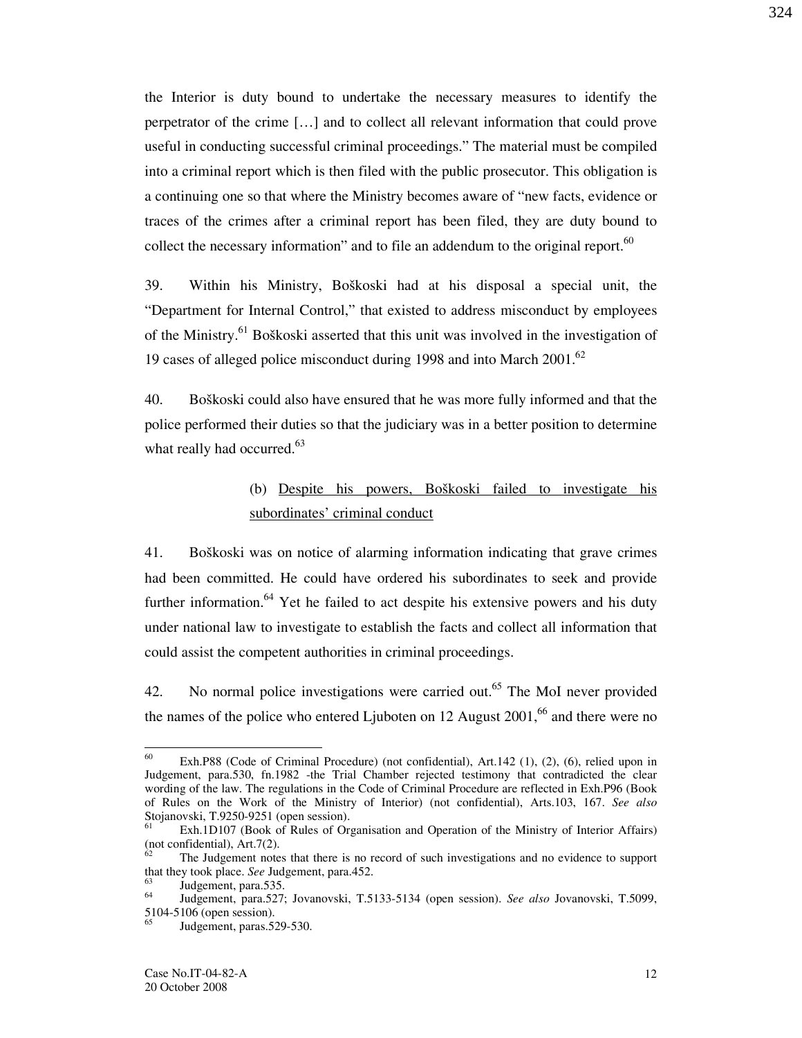the Interior is duty bound to undertake the necessary measures to identify the perpetrator of the crime […] and to collect all relevant information that could prove useful in conducting successful criminal proceedings." The material must be compiled into a criminal report which is then filed with the public prosecutor. This obligation is a continuing one so that where the Ministry becomes aware of "new facts, evidence or traces of the crimes after a criminal report has been filed, they are duty bound to collect the necessary information" and to file an addendum to the original report.[60]

39. Within his Ministry, Boškoski had at his disposal a special unit, the "Department for Internal Control," that existed to address misconduct by employees of the Ministry.[61] Boškoski asserted that this unit was involved in the investigation of 19 cases of alleged police misconduct during 1998 and into March 2001.[62]

40. Boškoski could also have ensured that he was more fully informed and that the police performed their duties so that the judiciary was in a better position to determine what really had occurred.[63]

(b) Despite his powers, Boškoski failed to investigate his subordinates' criminal conduct

41. Boškoski was on notice of alarming information indicating that grave crimes had been committed. He could have ordered his subordinates to seek and provide further information.[64] Yet he failed to act despite his extensive powers and his duty under national law to investigate to establish the facts and collect all information that could assist the competent authorities in criminal proceedings.

42. No normal police investigations were carried out.[65] The MoI never provided the names of the police who entered Ljuboten on 12 August 2001,[66] and there were no

---

[60] Exh.P88 (Code of Criminal Procedure) (not confidential), Art.142 (1), (2), (6), relied upon in Judgement, para.530, fn.1982 -the Trial Chamber rejected testimony that contradicted the clear wording of the law. The regulations in the Code of Criminal Procedure are reflected in Exh.P96 (Book of Rules on the Work of the Ministry of Interior) (not confidential), Arts.103, 167. *See also* Stojanovski, T.9250-9251 (open session).

[61] Exh.1D107 (Book of Rules of Organisation and Operation of the Ministry of Interior Affairs) (not confidential), Art.7(2).

[62] The Judgement notes that there is no record of such investigations and no evidence to support that they took place. *See* Judgement, para.452.

[63] Judgement, para.535.

[64] Judgement, para.527; Jovanovski, T.5133-5134 (open session). *See also* Jovanovski, T.5099, 5104-5106 (open session).

[65] Judgement, paras.529-530.

Case No.IT-04-82-A
20 October 2008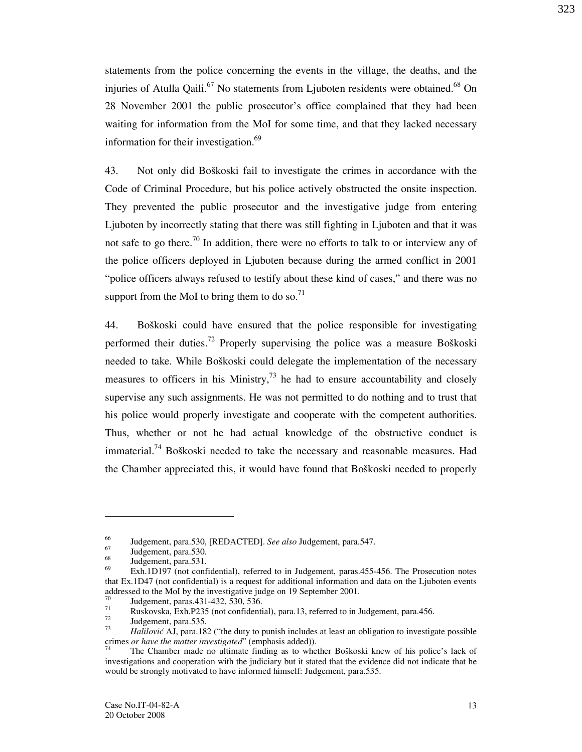statements from the police concerning the events in the village, the deaths, and the injuries of Atulla Qaili.[67] No statements from Ljuboten residents were obtained.[68] On 28 November 2001 the public prosecutor's office complained that they had been waiting for information from the MoI for some time, and that they lacked necessary information for their investigation.[69]

43. Not only did Boškoski fail to investigate the crimes in accordance with the Code of Criminal Procedure, but his police actively obstructed the onsite inspection. They prevented the public prosecutor and the investigative judge from entering Ljuboten by incorrectly stating that there was still fighting in Ljuboten and that it was not safe to go there.[70] In addition, there were no efforts to talk to or interview any of the police officers deployed in Ljuboten because during the armed conflict in 2001 "police officers always refused to testify about these kind of cases," and there was no support from the MoI to bring them to do so.[71]

44. Boškoski could have ensured that the police responsible for investigating performed their duties.[72] Properly supervising the police was a measure Boškoski needed to take. While Boškoski could delegate the implementation of the necessary measures to officers in his Ministry,[73] he had to ensure accountability and closely supervise any such assignments. He was not permitted to do nothing and to trust that his police would properly investigate and cooperate with the competent authorities. Thus, whether or not he had actual knowledge of the obstructive conduct is immaterial.[74] Boškoski needed to take the necessary and reasonable measures. Had the Chamber appreciated this, it would have found that Boškoski needed to properly

---

[66] Judgement, para.530, [REDACTED]. *See also* Judgement, para.547.

[67] Judgement, para.530.

[68] Judgement, para.531.

[69] Exh.1D197 (not confidential), referred to in Judgement, paras.455-456. The Prosecution notes that Ex.1D47 (not confidential) is a request for additional information and data on the Ljuboten events addressed to the MoI by the investigative judge on 19 September 2001.

[70] Judgement, paras.431-432, 530, 536.

[71] Ruskovska, Exh.P235 (not confidential), para.13, referred to in Judgement, para.456.

[72] Judgement, para.535.

[73] *Halilović* AJ, para.182 ("the duty to punish includes at least an obligation to investigate possible crimes *or have the matter investigated*" (emphasis added)).

[74] The Chamber made no ultimate finding as to whether Boškoski knew of his police's lack of investigations and cooperation with the judiciary but it stated that the evidence did not indicate that he would be strongly motivated to have informed himself: Judgement, para.535.

Case No.IT-04-82-A
20 October 2008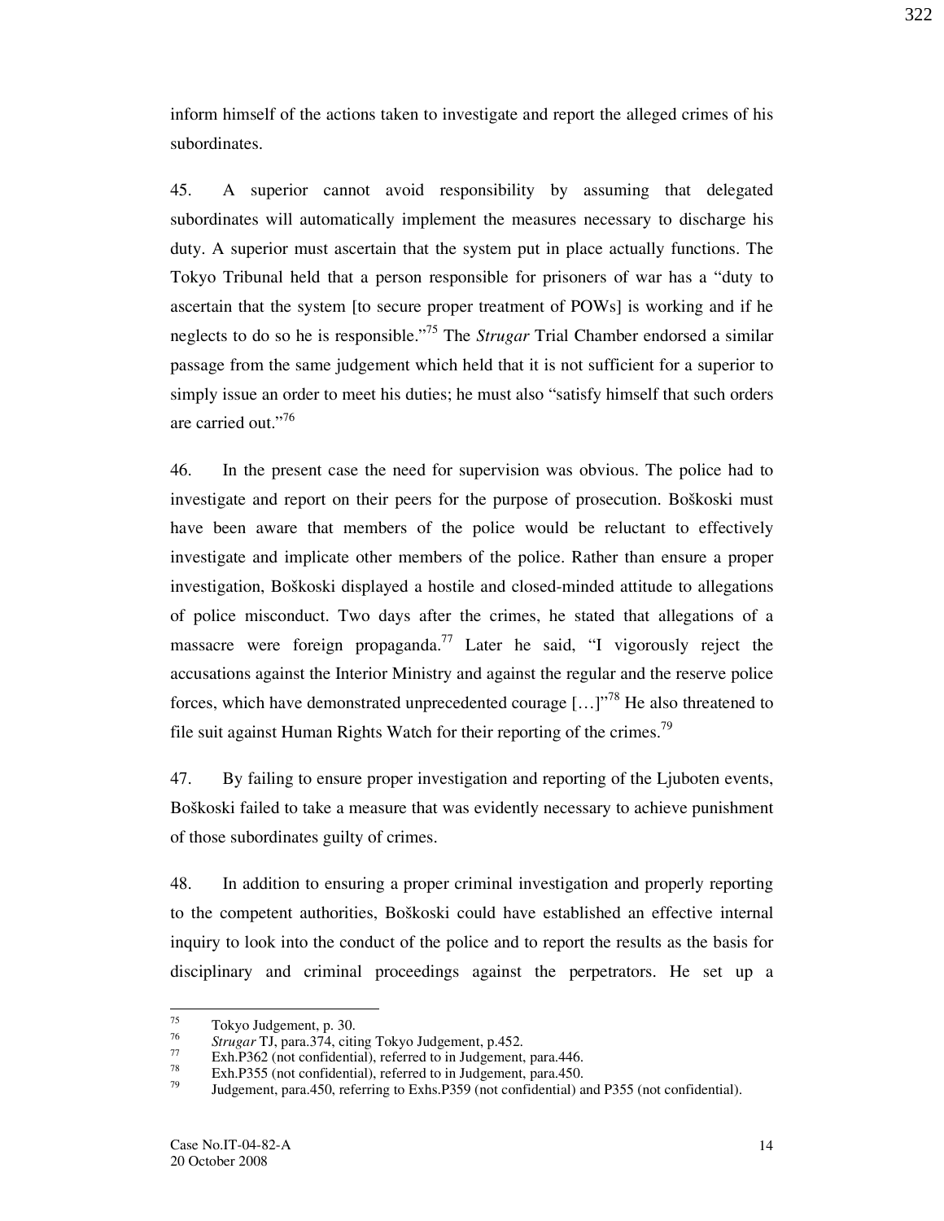inform himself of the actions taken to investigate and report the alleged crimes of his subordinates.

45. A superior cannot avoid responsibility by assuming that delegated subordinates will automatically implement the measures necessary to discharge his duty. A superior must ascertain that the system put in place actually functions. The Tokyo Tribunal held that a person responsible for prisoners of war has a "duty to ascertain that the system [to secure proper treatment of POWs] is working and if he neglects to do so he is responsible."[75] The *Strugar* Trial Chamber endorsed a similar passage from the same judgement which held that it is not sufficient for a superior to simply issue an order to meet his duties; he must also "satisfy himself that such orders are carried out."[76]

46. In the present case the need for supervision was obvious. The police had to investigate and report on their peers for the purpose of prosecution. Boškoski must have been aware that members of the police would be reluctant to effectively investigate and implicate other members of the police. Rather than ensure a proper investigation, Boškoski displayed a hostile and closed-minded attitude to allegations of police misconduct. Two days after the crimes, he stated that allegations of a massacre were foreign propaganda.[77] Later he said, "I vigorously reject the accusations against the Interior Ministry and against the regular and the reserve police forces, which have demonstrated unprecedented courage […]"[78] He also threatened to file suit against Human Rights Watch for their reporting of the crimes.[79]

47. By failing to ensure proper investigation and reporting of the Ljuboten events, Boškoski failed to take a measure that was evidently necessary to achieve punishment of those subordinates guilty of crimes.

48. In addition to ensuring a proper criminal investigation and properly reporting to the competent authorities, Boškoski could have established an effective internal inquiry to look into the conduct of the police and to report the results as the basis for disciplinary and criminal proceedings against the perpetrators. He set up a

---

[75] Tokyo Judgement, p. 30.

[76] *Strugar* TJ, para.374, citing Tokyo Judgement, p.452.

[77] Exh.P362 (not confidential), referred to in Judgement, para.446.

[78] Exh.P355 (not confidential), referred to in Judgement, para.450.

[79] Judgement, para.450, referring to Exhs.P359 (not confidential) and P355 (not confidential).

Case No.IT-04-82-A
20 October 2008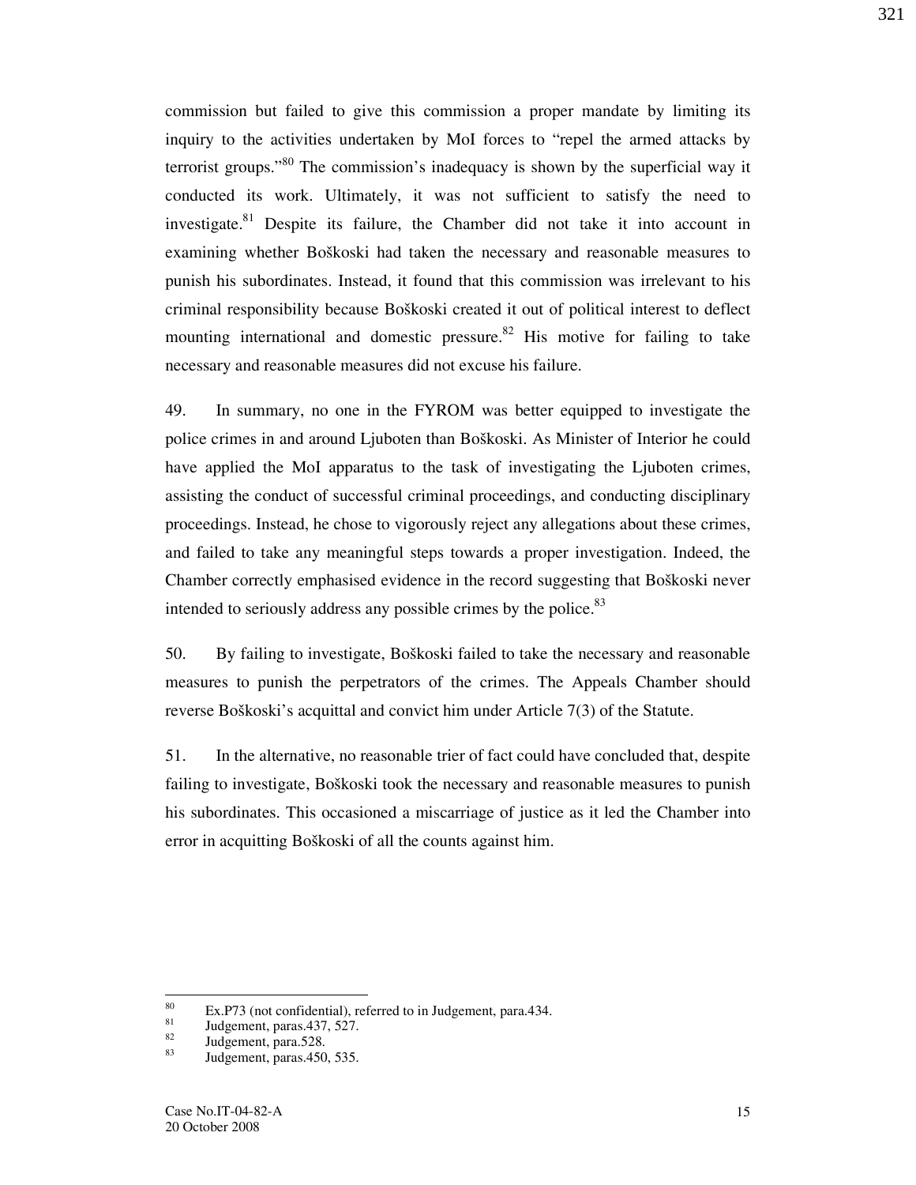commission but failed to give this commission a proper mandate by limiting its inquiry to the activities undertaken by MoI forces to "repel the armed attacks by terrorist groups."[80] The commission's inadequacy is shown by the superficial way it conducted its work. Ultimately, it was not sufficient to satisfy the need to investigate.[81] Despite its failure, the Chamber did not take it into account in examining whether Boškoski had taken the necessary and reasonable measures to punish his subordinates. Instead, it found that this commission was irrelevant to his criminal responsibility because Boškoski created it out of political interest to deflect mounting international and domestic pressure.[82] His motive for failing to take necessary and reasonable measures did not excuse his failure.

49. In summary, no one in the FYROM was better equipped to investigate the police crimes in and around Ljuboten than Boškoski. As Minister of Interior he could have applied the MoI apparatus to the task of investigating the Ljuboten crimes, assisting the conduct of successful criminal proceedings, and conducting disciplinary proceedings. Instead, he chose to vigorously reject any allegations about these crimes, and failed to take any meaningful steps towards a proper investigation. Indeed, the Chamber correctly emphasised evidence in the record suggesting that Boškoski never intended to seriously address any possible crimes by the police.[83]

50. By failing to investigate, Boškoski failed to take the necessary and reasonable measures to punish the perpetrators of the crimes. The Appeals Chamber should reverse Boškoski's acquittal and convict him under Article 7(3) of the Statute.

51. In the alternative, no reasonable trier of fact could have concluded that, despite failing to investigate, Boškoski took the necessary and reasonable measures to punish his subordinates. This occasioned a miscarriage of justice as it led the Chamber into error in acquitting Boškoski of all the counts against him.

---

[80] Ex.P73 (not confidential), referred to in Judgement, para.434.

[81] Judgement, paras.437, 527.

[82] Judgement, para.528.

[83] Judgement, paras.450, 535.

Case No.IT-04-82-A
20 October 2008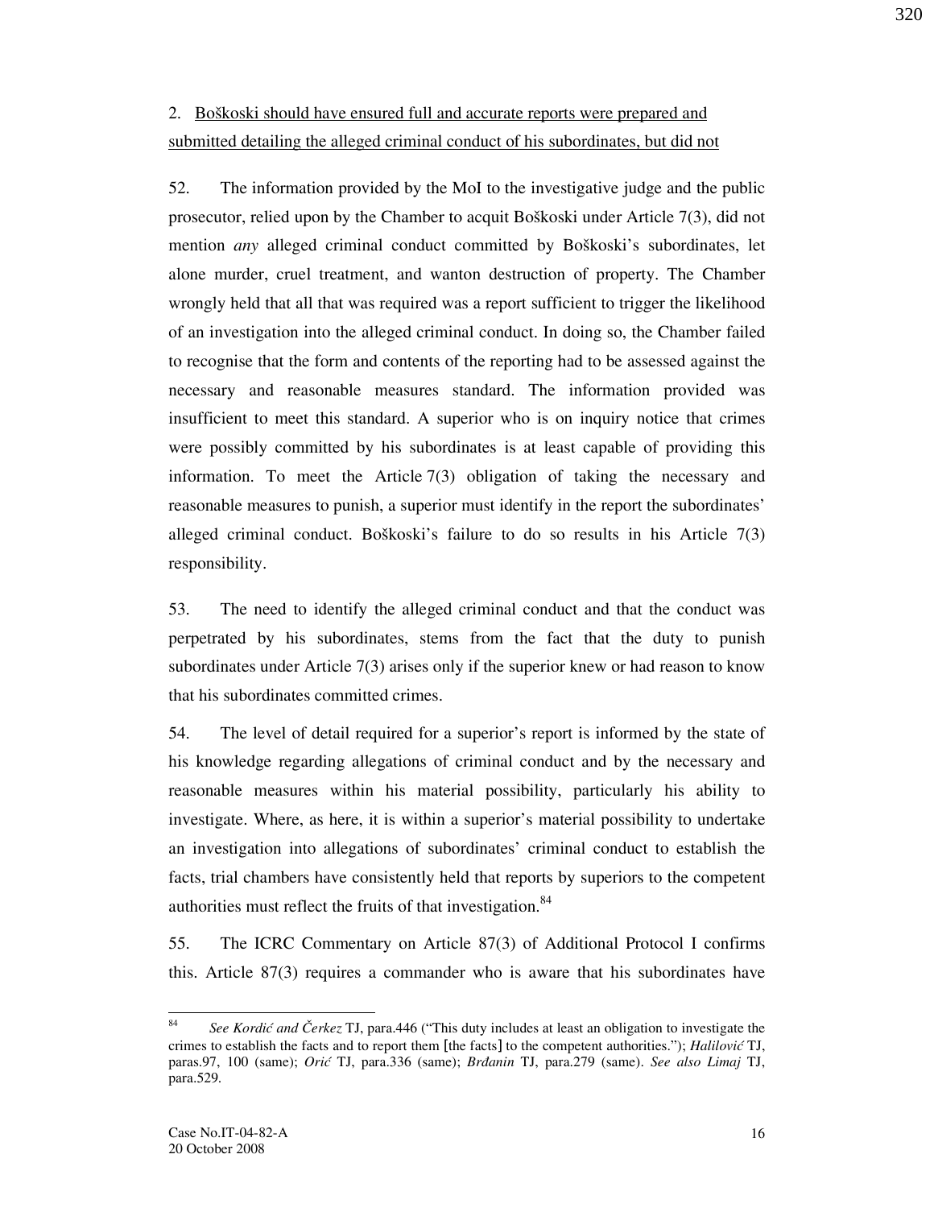2. <u>Boškoski should have ensured full and accurate reports were prepared and submitted detailing the alleged criminal conduct of his subordinates, but did not</u>

52. The information provided by the MoI to the investigative judge and the public prosecutor, relied upon by the Chamber to acquit Boškoski under Article 7(3), did not mention *any* alleged criminal conduct committed by Boškoski's subordinates, let alone murder, cruel treatment, and wanton destruction of property. The Chamber wrongly held that all that was required was a report sufficient to trigger the likelihood of an investigation into the alleged criminal conduct. In doing so, the Chamber failed to recognise that the form and contents of the reporting had to be assessed against the necessary and reasonable measures standard. The information provided was insufficient to meet this standard. A superior who is on inquiry notice that crimes were possibly committed by his subordinates is at least capable of providing this information. To meet the Article 7(3) obligation of taking the necessary and reasonable measures to punish, a superior must identify in the report the subordinates' alleged criminal conduct. Boškoski's failure to do so results in his Article 7(3) responsibility.

53. The need to identify the alleged criminal conduct and that the conduct was perpetrated by his subordinates, stems from the fact that the duty to punish subordinates under Article 7(3) arises only if the superior knew or had reason to know that his subordinates committed crimes.

54. The level of detail required for a superior's report is informed by the state of his knowledge regarding allegations of criminal conduct and by the necessary and reasonable measures within his material possibility, particularly his ability to investigate. Where, as here, it is within a superior's material possibility to undertake an investigation into allegations of subordinates' criminal conduct to establish the facts, trial chambers have consistently held that reports by superiors to the competent authorities must reflect the fruits of that investigation.[84]

55. The ICRC Commentary on Article 87(3) of Additional Protocol I confirms this. Article 87(3) requires a commander who is aware that his subordinates have

---

[84] *See Kordić and Čerkez* TJ, para.446 ("This duty includes at least an obligation to investigate the crimes to establish the facts and to report them [the facts] to the competent authorities."); *Halilović* TJ, paras.97, 100 (same); *Orić* TJ, para.336 (same); *Brđanin* TJ, para.279 (same). *See also Limaj* TJ, para.529.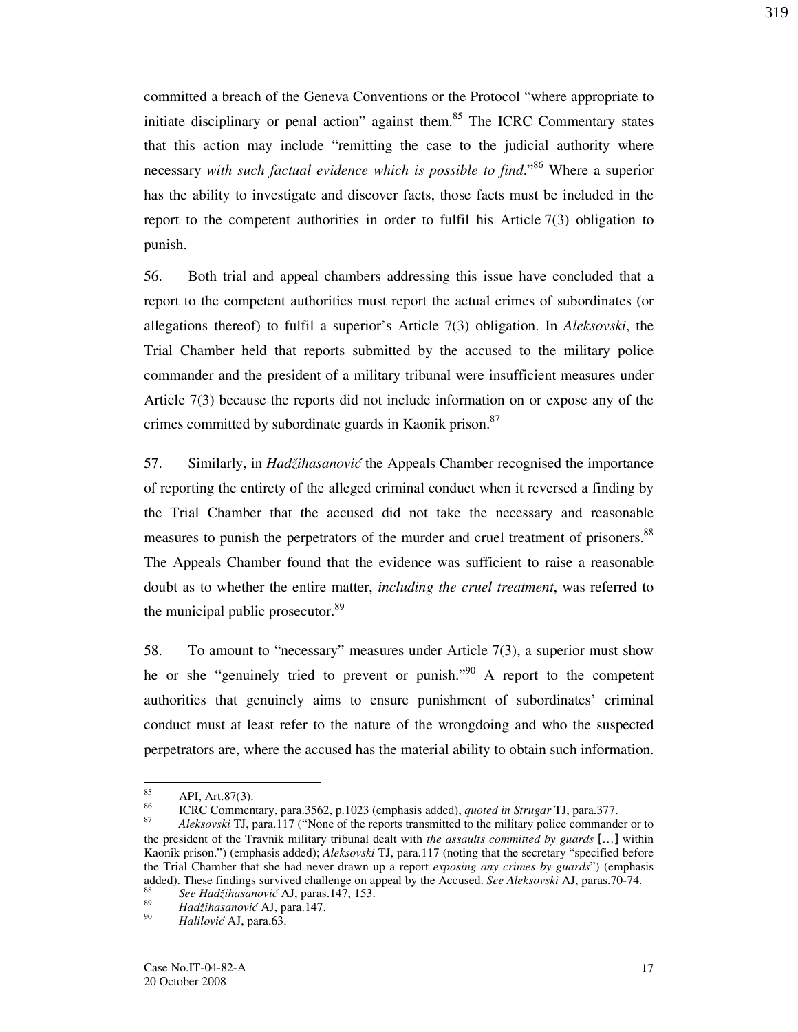committed a breach of the Geneva Conventions or the Protocol "where appropriate to initiate disciplinary or penal action" against them.[85] The ICRC Commentary states that this action may include "remitting the case to the judicial authority where necessary *with such factual evidence which is possible to find*."[86] Where a superior has the ability to investigate and discover facts, those facts must be included in the report to the competent authorities in order to fulfil his Article 7(3) obligation to punish.

56. Both trial and appeal chambers addressing this issue have concluded that a report to the competent authorities must report the actual crimes of subordinates (or allegations thereof) to fulfil a superior's Article 7(3) obligation. In *Aleksovski*, the Trial Chamber held that reports submitted by the accused to the military police commander and the president of a military tribunal were insufficient measures under Article 7(3) because the reports did not include information on or expose any of the crimes committed by subordinate guards in Kaonik prison.[87]

57. Similarly, in *Hadžihasanović* the Appeals Chamber recognised the importance of reporting the entirety of the alleged criminal conduct when it reversed a finding by the Trial Chamber that the accused did not take the necessary and reasonable measures to punish the perpetrators of the murder and cruel treatment of prisoners.[88] The Appeals Chamber found that the evidence was sufficient to raise a reasonable doubt as to whether the entire matter, *including the cruel treatment*, was referred to the municipal public prosecutor.[89]

58. To amount to "necessary" measures under Article 7(3), a superior must show he or she "genuinely tried to prevent or punish."[90] A report to the competent authorities that genuinely aims to ensure punishment of subordinates' criminal conduct must at least refer to the nature of the wrongdoing and who the suspected perpetrators are, where the accused has the material ability to obtain such information.

---

[85] API, Art.87(3).

[86] ICRC Commentary, para.3562, p.1023 (emphasis added), *quoted in Strugar* TJ, para.377.

[87] *Aleksovski* TJ, para.117 ("None of the reports transmitted to the military police commander or to the president of the Travnik military tribunal dealt with *the assaults committed by guards* […] within Kaonik prison.") (emphasis added); *Aleksovski* TJ, para.117 (noting that the secretary "specified before the Trial Chamber that she had never drawn up a report *exposing any crimes by guards*") (emphasis added). These findings survived challenge on appeal by the Accused. *See Aleksovski* AJ, paras.70-74.

[88] *See Hadžihasanović* AJ, paras.147, 153.

[89] *Hadžihasanović* AJ, para.147.

[90] *Halilović* AJ, para.63.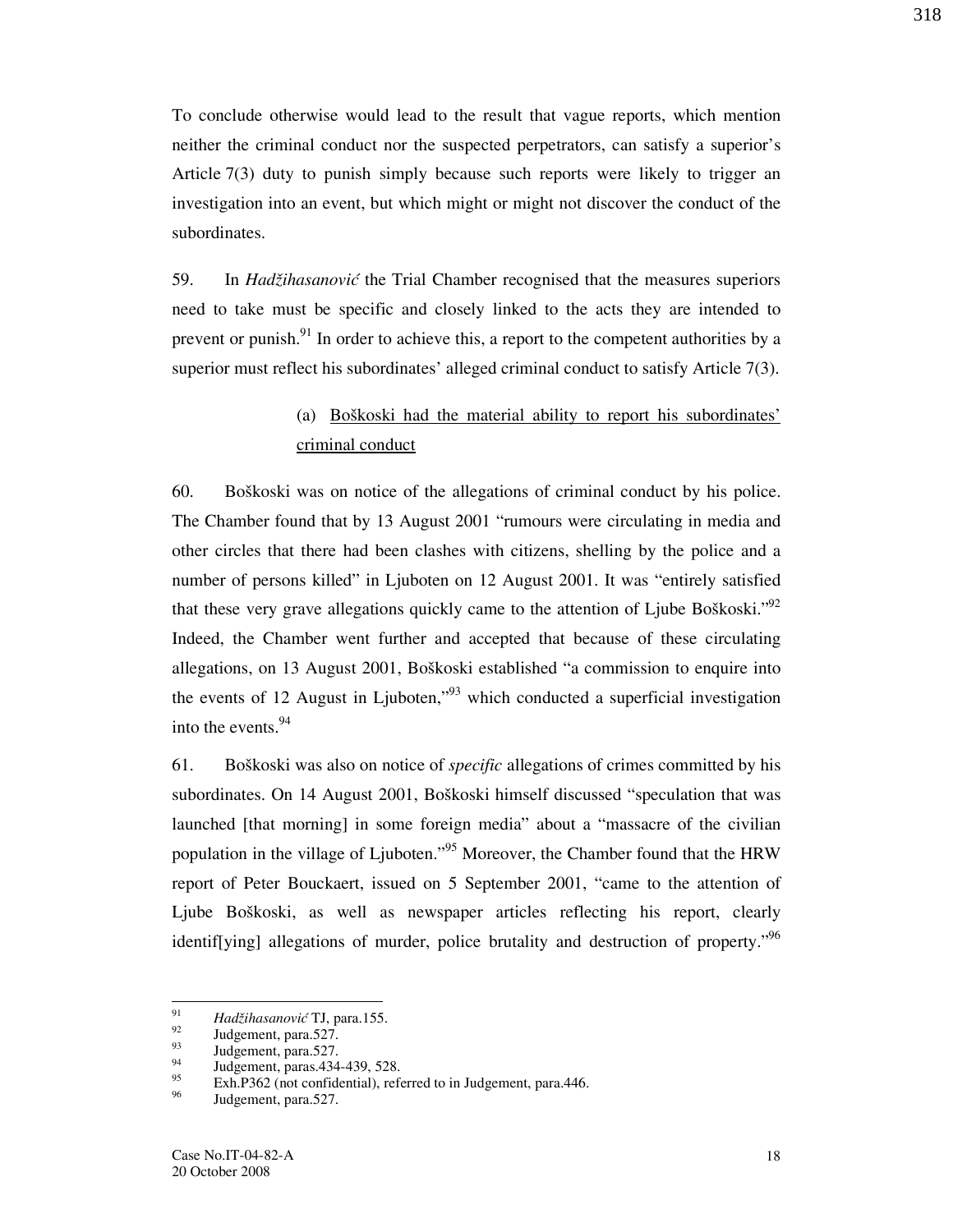To conclude otherwise would lead to the result that vague reports, which mention neither the criminal conduct nor the suspected perpetrators, can satisfy a superior's Article 7(3) duty to punish simply because such reports were likely to trigger an investigation into an event, but which might or might not discover the conduct of the subordinates.

59. In *Hadžihasanović* the Trial Chamber recognised that the measures superiors need to take must be specific and closely linked to the acts they are intended to prevent or punish.[91] In order to achieve this, a report to the competent authorities by a superior must reflect his subordinates' alleged criminal conduct to satisfy Article 7(3).

(a) <u>Boškoski had the material ability to report his subordinates' criminal conduct</u>

60. Boškoski was on notice of the allegations of criminal conduct by his police. The Chamber found that by 13 August 2001 "rumours were circulating in media and other circles that there had been clashes with citizens, shelling by the police and a number of persons killed" in Ljuboten on 12 August 2001. It was "entirely satisfied that these very grave allegations quickly came to the attention of Ljube Boškoski."[92] Indeed, the Chamber went further and accepted that because of these circulating allegations, on 13 August 2001, Boškoski established "a commission to enquire into the events of 12 August in Ljuboten,"[93] which conducted a superficial investigation into the events.[94]

61. Boškoski was also on notice of *specific* allegations of crimes committed by his subordinates. On 14 August 2001, Boškoski himself discussed "speculation that was launched [that morning] in some foreign media" about a "massacre of the civilian population in the village of Ljuboten."[95] Moreover, the Chamber found that the HRW report of Peter Bouckaert, issued on 5 September 2001, "came to the attention of Ljube Boškoski, as well as newspaper articles reflecting his report, clearly identif[ying] allegations of murder, police brutality and destruction of property."[96]

---

[91] *Hadžihasanović* TJ, para.155.
[92] Judgement, para.527.
[93] Judgement, para.527.
[94] Judgement, paras.434-439, 528.
[95] Exh.P362 (not confidential), referred to in Judgement, para.446.
[96] Judgement, para.527.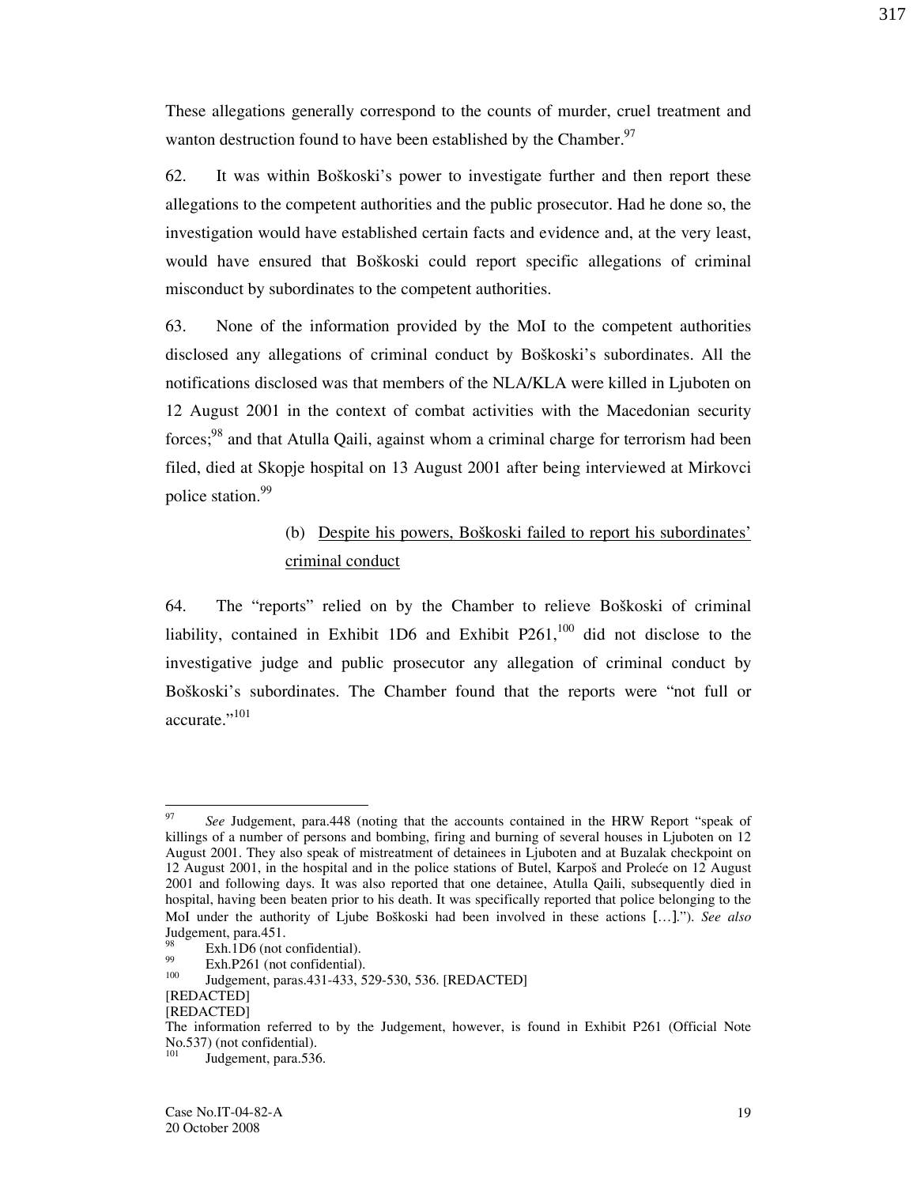These allegations generally correspond to the counts of murder, cruel treatment and wanton destruction found to have been established by the Chamber.[97]

62. It was within Boškoski's power to investigate further and then report these allegations to the competent authorities and the public prosecutor. Had he done so, the investigation would have established certain facts and evidence and, at the very least, would have ensured that Boškoski could report specific allegations of criminal misconduct by subordinates to the competent authorities.

63. None of the information provided by the MoI to the competent authorities disclosed any allegations of criminal conduct by Boškoski's subordinates. All the notifications disclosed was that members of the NLA/KLA were killed in Ljuboten on 12 August 2001 in the context of combat activities with the Macedonian security forces;[98] and that Atulla Qaili, against whom a criminal charge for terrorism had been filed, died at Skopje hospital on 13 August 2001 after being interviewed at Mirkovci police station.[99]

(b) Despite his powers, Boškoski failed to report his subordinates' criminal conduct

64. The "reports" relied on by the Chamber to relieve Boškoski of criminal liability, contained in Exhibit 1D6 and Exhibit P261,[100] did not disclose to the investigative judge and public prosecutor any allegation of criminal conduct by Boškoski's subordinates. The Chamber found that the reports were "not full or accurate."[101]

---

[97] *See* Judgement, para.448 (noting that the accounts contained in the HRW Report "speak of killings of a number of persons and bombing, firing and burning of several houses in Ljuboten on 12 August 2001. They also speak of mistreatment of detainees in Ljuboten and at Buzalak checkpoint on 12 August 2001, in the hospital and in the police stations of Butel, Karpoš and Proleće on 12 August 2001 and following days. It was also reported that one detainee, Atulla Qaili, subsequently died in hospital, having been beaten prior to his death. It was specifically reported that police belonging to the MoI under the authority of Ljube Boškoski had been involved in these actions […]."). *See also* Judgement, para.451.

[98] Exh.1D6 (not confidential).

[99] Exh.P261 (not confidential).

[100] Judgement, paras.431-433, 529-530, 536. [REDACTED]
[REDACTED]
[REDACTED]
The information referred to by the Judgement, however, is found in Exhibit P261 (Official Note No.537) (not confidential).

[101] Judgement, para.536.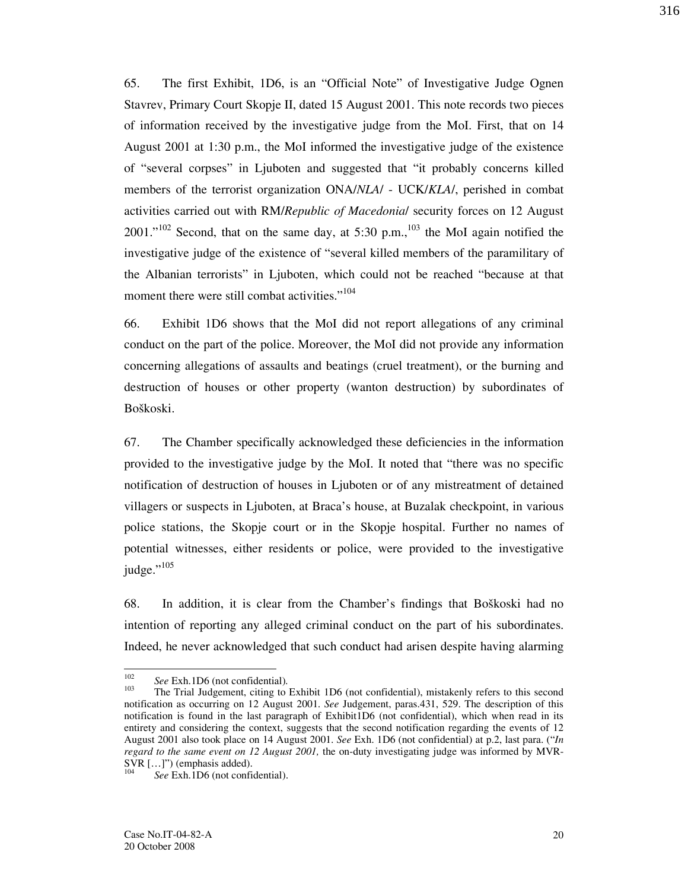65. The first Exhibit, 1D6, is an "Official Note" of Investigative Judge Ognen Stavrev, Primary Court Skopje II, dated 15 August 2001. This note records two pieces of information received by the investigative judge from the MoI. First, that on 14 August 2001 at 1:30 p.m., the MoI informed the investigative judge of the existence of "several corpses" in Ljuboten and suggested that "it probably concerns killed members of the terrorist organization ONA/*NLA*/ - UCK/*KLA*/, perished in combat activities carried out with RM/*Republic of Macedonia*/ security forces on 12 August 2001."[102] Second, that on the same day, at 5:30 p.m.,[103] the MoI again notified the investigative judge of the existence of "several killed members of the paramilitary of the Albanian terrorists" in Ljuboten, which could not be reached "because at that moment there were still combat activities."[104]

66. Exhibit 1D6 shows that the MoI did not report allegations of any criminal conduct on the part of the police. Moreover, the MoI did not provide any information concerning allegations of assaults and beatings (cruel treatment), or the burning and destruction of houses or other property (wanton destruction) by subordinates of Boškoski.

67. The Chamber specifically acknowledged these deficiencies in the information provided to the investigative judge by the MoI. It noted that "there was no specific notification of destruction of houses in Ljuboten or of any mistreatment of detained villagers or suspects in Ljuboten, at Braca's house, at Buzalak checkpoint, in various police stations, the Skopje court or in the Skopje hospital. Further no names of potential witnesses, either residents or police, were provided to the investigative judge."[105]

68. In addition, it is clear from the Chamber's findings that Boškoski had no intention of reporting any alleged criminal conduct on the part of his subordinates. Indeed, he never acknowledged that such conduct had arisen despite having alarming

---

[102] *See* Exh.1D6 (not confidential).

[103] The Trial Judgement, citing to Exhibit 1D6 (not confidential), mistakenly refers to this second notification as occurring on 12 August 2001. *See* Judgement, paras.431, 529. The description of this notification is found in the last paragraph of Exhibit1D6 (not confidential), which when read in its entirety and considering the context, suggests that the second notification regarding the events of 12 August 2001 also took place on 14 August 2001. *See* Exh. 1D6 (not confidential) at p.2, last para. ("*In regard to the same event on 12 August 2001,* the on-duty investigating judge was informed by MVR-SVR […]") (emphasis added).

[104] *See* Exh.1D6 (not confidential).

Case No.IT-04-82-A
20 October 2008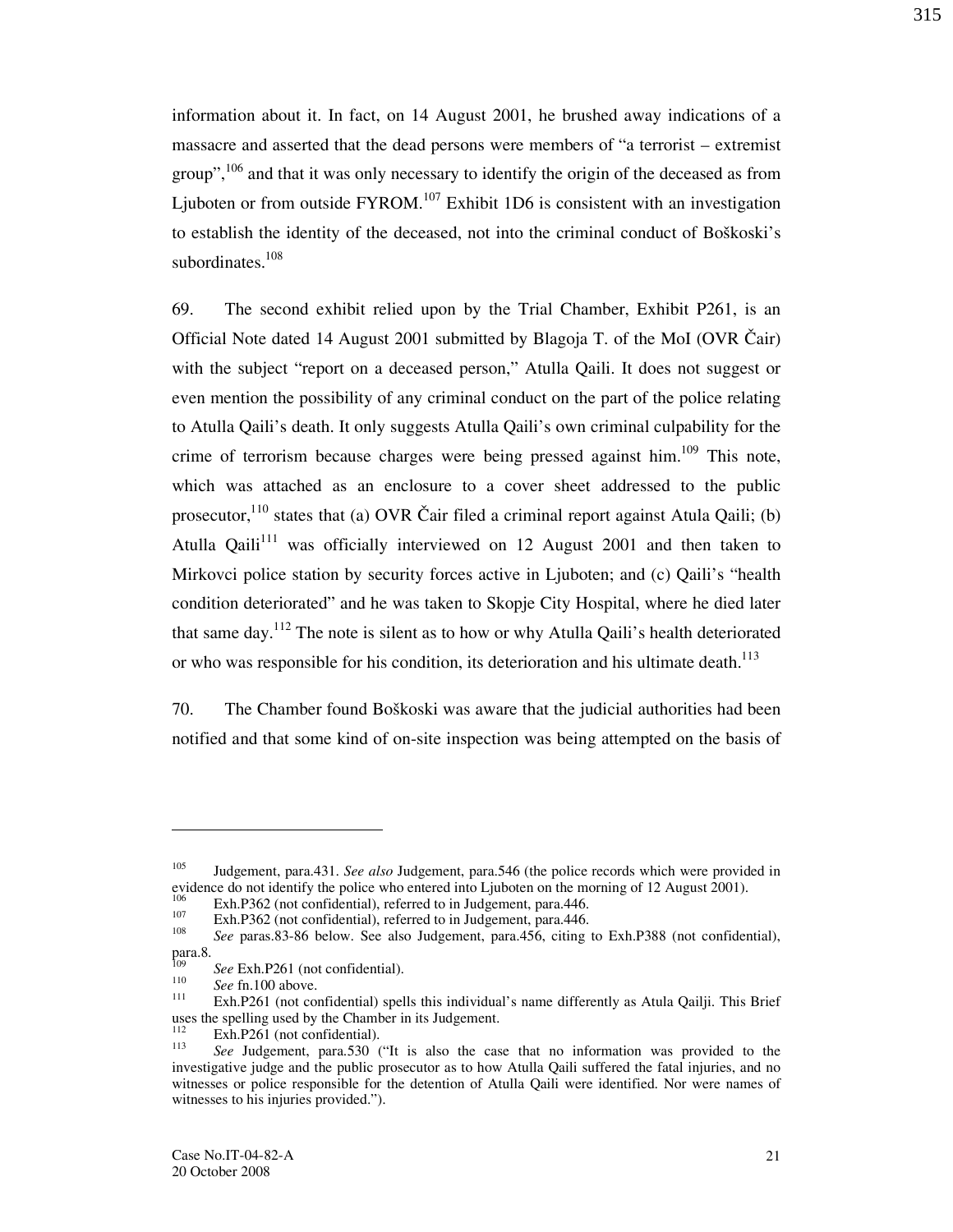information about it. In fact, on 14 August 2001, he brushed away indications of a massacre and asserted that the dead persons were members of "a terrorist – extremist group",[106] and that it was only necessary to identify the origin of the deceased as from Ljuboten or from outside FYROM.[107] Exhibit 1D6 is consistent with an investigation to establish the identity of the deceased, not into the criminal conduct of Boškoski's subordinates.[108]

69. The second exhibit relied upon by the Trial Chamber, Exhibit P261, is an Official Note dated 14 August 2001 submitted by Blagoja T. of the MoI (OVR Čair) with the subject "report on a deceased person," Atulla Qaili. It does not suggest or even mention the possibility of any criminal conduct on the part of the police relating to Atulla Qaili's death. It only suggests Atulla Qaili's own criminal culpability for the crime of terrorism because charges were being pressed against him.[109] This note, which was attached as an enclosure to a cover sheet addressed to the public prosecutor,[110] states that (a) OVR Čair filed a criminal report against Atula Qaili; (b) Atulla Qaili[111] was officially interviewed on 12 August 2001 and then taken to Mirkovci police station by security forces active in Ljuboten; and (c) Qaili's "health condition deteriorated" and he was taken to Skopje City Hospital, where he died later that same day.[112] The note is silent as to how or why Atulla Qaili's health deteriorated or who was responsible for his condition, its deterioration and his ultimate death.[113]

70. The Chamber found Boškoski was aware that the judicial authorities had been notified and that some kind of on-site inspection was being attempted on the basis of

---

[105] Judgement, para.431. *See also* Judgement, para.546 (the police records which were provided in evidence do not identify the police who entered into Ljuboten on the morning of 12 August 2001).

[106] Exh.P362 (not confidential), referred to in Judgement, para.446.

[107] Exh.P362 (not confidential), referred to in Judgement, para.446.

[108] *See* paras.83-86 below. See also Judgement, para.456, citing to Exh.P388 (not confidential), para.8.

[109] *See* Exh.P261 (not confidential).

[110] *See* fn.100 above.

[111] Exh.P261 (not confidential) spells this individual's name differently as Atula Qailji. This Brief uses the spelling used by the Chamber in its Judgement.

[112] Exh.P261 (not confidential).

[113] *See* Judgement, para.530 ("It is also the case that no information was provided to the investigative judge and the public prosecutor as to how Atulla Qaili suffered the fatal injuries, and no witnesses or police responsible for the detention of Atulla Qaili were identified. Nor were names of witnesses to his injuries provided.").

Case No.IT-04-82-A
20 October 2008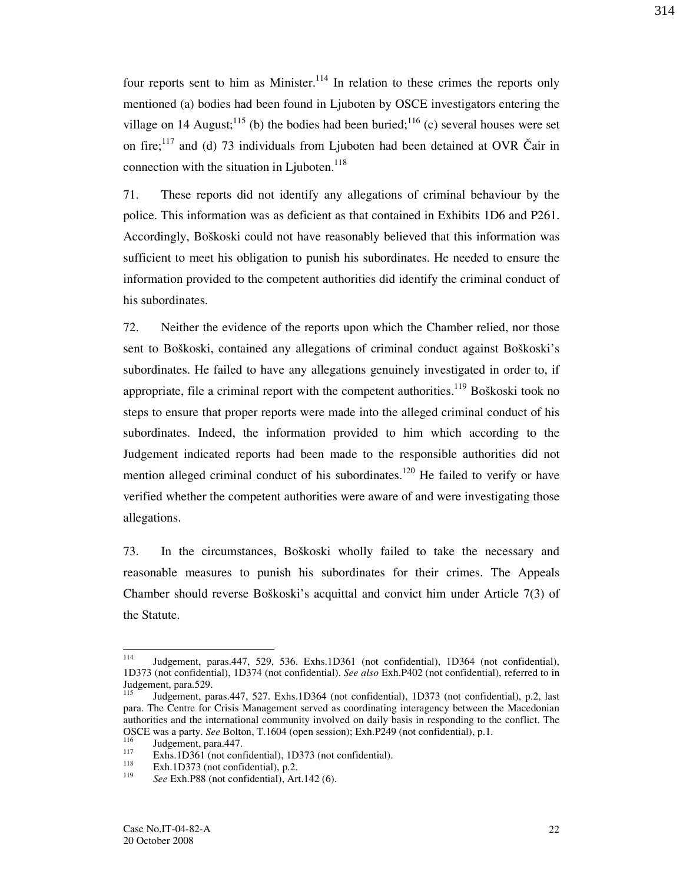four reports sent to him as Minister.[114] In relation to these crimes the reports only mentioned (a) bodies had been found in Ljuboten by OSCE investigators entering the village on 14 August;[115] (b) the bodies had been buried;[116] (c) several houses were set on fire;[117] and (d) 73 individuals from Ljuboten had been detained at OVR Čair in connection with the situation in Ljuboten.[118]

71. These reports did not identify any allegations of criminal behaviour by the police. This information was as deficient as that contained in Exhibits 1D6 and P261. Accordingly, Boškoski could not have reasonably believed that this information was sufficient to meet his obligation to punish his subordinates. He needed to ensure the information provided to the competent authorities did identify the criminal conduct of his subordinates.

72. Neither the evidence of the reports upon which the Chamber relied, nor those sent to Boškoski, contained any allegations of criminal conduct against Boškoski's subordinates. He failed to have any allegations genuinely investigated in order to, if appropriate, file a criminal report with the competent authorities.[119] Boškoski took no steps to ensure that proper reports were made into the alleged criminal conduct of his subordinates. Indeed, the information provided to him which according to the Judgement indicated reports had been made to the responsible authorities did not mention alleged criminal conduct of his subordinates.[120] He failed to verify or have verified whether the competent authorities were aware of and were investigating those allegations.

73. In the circumstances, Boškoski wholly failed to take the necessary and reasonable measures to punish his subordinates for their crimes. The Appeals Chamber should reverse Boškoski's acquittal and convict him under Article 7(3) of the Statute.

---

[114] Judgement, paras.447, 529, 536. Exhs.1D361 (not confidential), 1D364 (not confidential), 1D373 (not confidential), 1D374 (not confidential). *See also* Exh.P402 (not confidential), referred to in Judgement, para.529.

[115] Judgement, paras.447, 527. Exhs.1D364 (not confidential), 1D373 (not confidential), p.2, last para. The Centre for Crisis Management served as coordinating interagency between the Macedonian authorities and the international community involved on daily basis in responding to the conflict. The OSCE was a party. *See* Bolton, T.1604 (open session); Exh.P249 (not confidential), p.1.

[116] Judgement, para.447.

[117] Exhs.1D361 (not confidential), 1D373 (not confidential).

[118] Exh.1D373 (not confidential), p.2.

[119] *See* Exh.P88 (not confidential), Art.142 (6).

Case No.IT-04-82-A
20 October 2008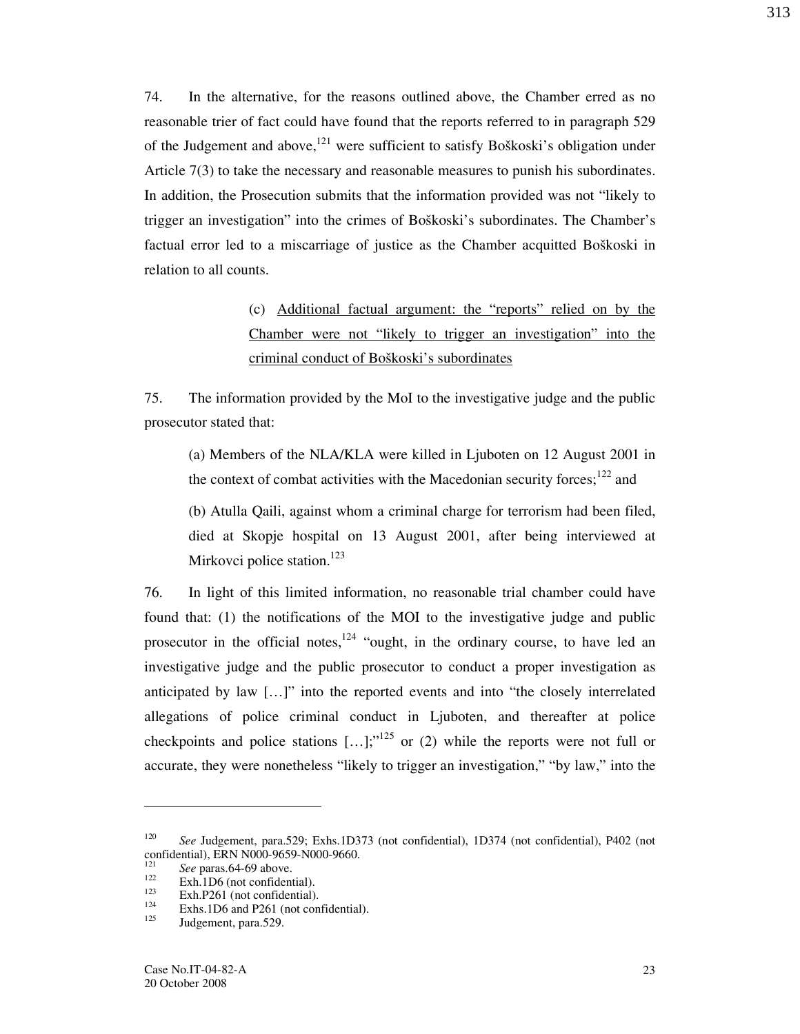74. In the alternative, for the reasons outlined above, the Chamber erred as no reasonable trier of fact could have found that the reports referred to in paragraph 529 of the Judgement and above,[121] were sufficient to satisfy Boškoski's obligation under Article 7(3) to take the necessary and reasonable measures to punish his subordinates. In addition, the Prosecution submits that the information provided was not "likely to trigger an investigation" into the crimes of Boškoski's subordinates. The Chamber's factual error led to a miscarriage of justice as the Chamber acquitted Boškoski in relation to all counts.

(c) <u>Additional factual argument: the "reports" relied on by the Chamber were not "likely to trigger an investigation" into the criminal conduct of Boškoski's subordinates</u>

75. The information provided by the MoI to the investigative judge and the public prosecutor stated that:

> (a) Members of the NLA/KLA were killed in Ljuboten on 12 August 2001 in the context of combat activities with the Macedonian security forces;[122] and
>
> (b) Atulla Qaili, against whom a criminal charge for terrorism had been filed, died at Skopje hospital on 13 August 2001, after being interviewed at Mirkovci police station.[123]

76. In light of this limited information, no reasonable trial chamber could have found that: (1) the notifications of the MOI to the investigative judge and public prosecutor in the official notes,[124] "ought, in the ordinary course, to have led an investigative judge and the public prosecutor to conduct a proper investigation as anticipated by law […]" into the reported events and into "the closely interrelated allegations of police criminal conduct in Ljuboten, and thereafter at police checkpoints and police stations […];"[125] or (2) while the reports were not full or accurate, they were nonetheless "likely to trigger an investigation," "by law," into the

---

[120] *See* Judgement, para.529; Exhs.1D373 (not confidential), 1D374 (not confidential), P402 (not confidential), ERN N000-9659-N000-9660.

[121] *See* paras.64-69 above.

[122] Exh.1D6 (not confidential).

[123] Exh.P261 (not confidential).

[124] Exhs.1D6 and P261 (not confidential).

[125] Judgement, para.529.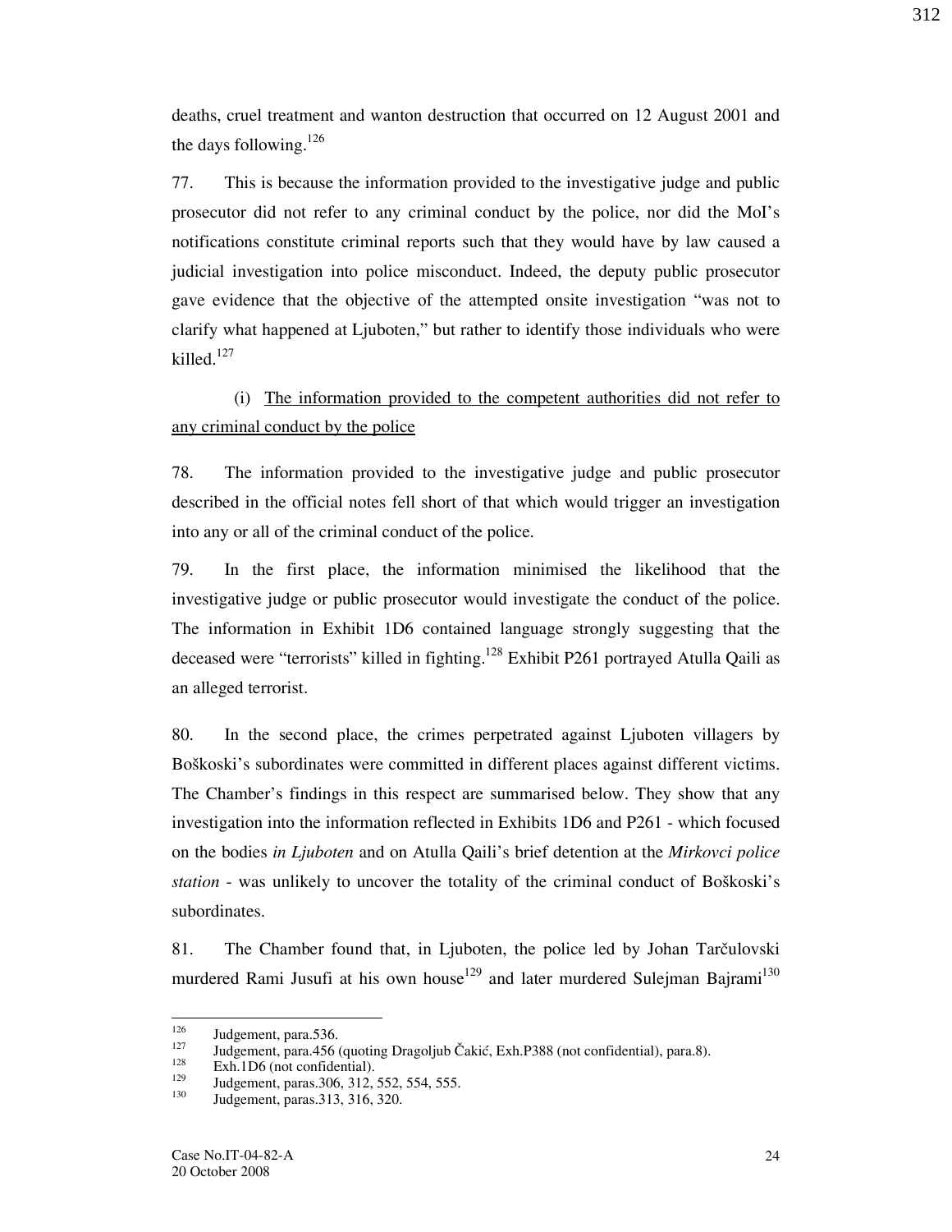deaths, cruel treatment and wanton destruction that occurred on 12 August 2001 and the days following.[126]

77. This is because the information provided to the investigative judge and public prosecutor did not refer to any criminal conduct by the police, nor did the MoI's notifications constitute criminal reports such that they would have by law caused a judicial investigation into police misconduct. Indeed, the deputy public prosecutor gave evidence that the objective of the attempted onsite investigation "was not to clarify what happened at Ljuboten," but rather to identify those individuals who were killed.[127]

(i) <u>The information provided to the competent authorities did not refer to any criminal conduct by the police</u>

78. The information provided to the investigative judge and public prosecutor described in the official notes fell short of that which would trigger an investigation into any or all of the criminal conduct of the police.

79. In the first place, the information minimised the likelihood that the investigative judge or public prosecutor would investigate the conduct of the police. The information in Exhibit 1D6 contained language strongly suggesting that the deceased were "terrorists" killed in fighting.[128] Exhibit P261 portrayed Atulla Qaili as an alleged terrorist.

80. In the second place, the crimes perpetrated against Ljuboten villagers by Boškoski's subordinates were committed in different places against different victims. The Chamber's findings in this respect are summarised below. They show that any investigation into the information reflected in Exhibits 1D6 and P261 - which focused on the bodies *in Ljuboten* and on Atulla Qaili's brief detention at the *Mirkovci police station* - was unlikely to uncover the totality of the criminal conduct of Boškoski's subordinates.

81. The Chamber found that, in Ljuboten, the police led by Johan Tarčulovski murdered Rami Jusufi at his own house[129] and later murdered Sulejman Bajrami[130]

---

[126] Judgement, para.536.

[127] Judgement, para.456 (quoting Dragoljub Čakić, Exh.P388 (not confidential), para.8).

[128] Exh.1D6 (not confidential).

[129] Judgement, paras.306, 312, 552, 554, 555.

[130] Judgement, paras.313, 316, 320.

Case No.IT-04-82-A
20 October 2008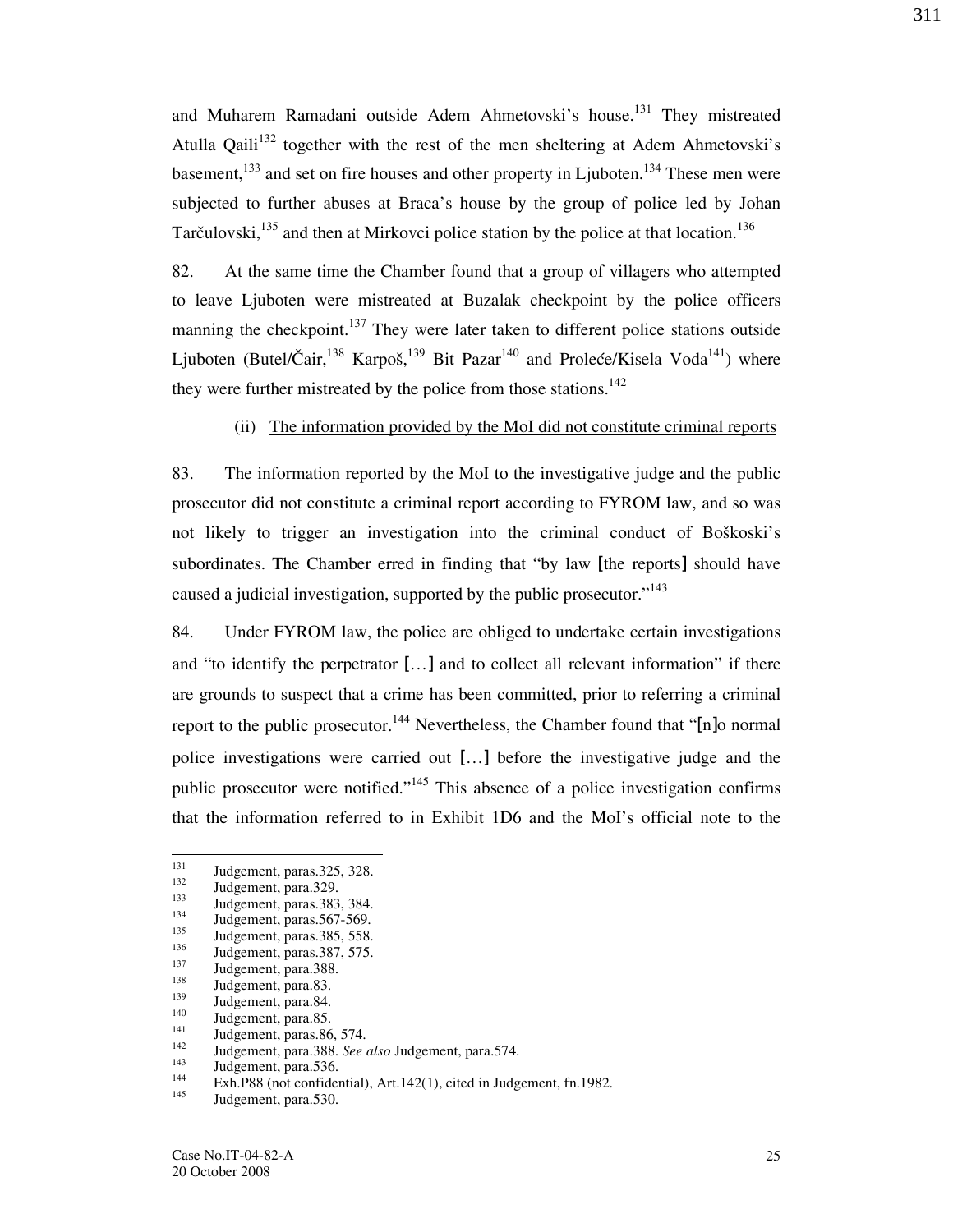and Muharem Ramadani outside Adem Ahmetovski's house.[131] They mistreated Atulla Qaili[132] together with the rest of the men sheltering at Adem Ahmetovski's basement,[133] and set on fire houses and other property in Ljuboten.[134] These men were subjected to further abuses at Braca's house by the group of police led by Johan Tarčulovski,[135] and then at Mirkovci police station by the police at that location.[136]

82. At the same time the Chamber found that a group of villagers who attempted to leave Ljuboten were mistreated at Buzalak checkpoint by the police officers manning the checkpoint.[137] They were later taken to different police stations outside Ljuboten (Butel/Čair,[138] Karpoš,[139] Bit Pazar[140] and Proleće/Kisela Voda[141]) where they were further mistreated by the police from those stations.[142]

(ii) The information provided by the MoI did not constitute criminal reports

83. The information reported by the MoI to the investigative judge and the public prosecutor did not constitute a criminal report according to FYROM law, and so was not likely to trigger an investigation into the criminal conduct of Boškoski's subordinates. The Chamber erred in finding that "by law [the reports] should have caused a judicial investigation, supported by the public prosecutor."[143]

84. Under FYROM law, the police are obliged to undertake certain investigations and "to identify the perpetrator [...] and to collect all relevant information" if there are grounds to suspect that a crime has been committed, prior to referring a criminal report to the public prosecutor.[144] Nevertheless, the Chamber found that "[n]o normal police investigations were carried out [...] before the investigative judge and the public prosecutor were notified."[145] This absence of a police investigation confirms that the information referred to in Exhibit 1D6 and the MoI's official note to the

---

[131] Judgement, paras.325, 328.
[132] Judgement, para.329.
[133] Judgement, paras.383, 384.
[134] Judgement, paras.567-569.
[135] Judgement, paras.385, 558.
[136] Judgement, paras.387, 575.
[137] Judgement, para.388.
[138] Judgement, para.83.
[139] Judgement, para.84.
[140] Judgement, para.85.
[141] Judgement, paras.86, 574.
[142] Judgement, para.388. *See also* Judgement, para.574.
[143] Judgement, para.536.
[144] Exh.P88 (not confidential), Art.142(1), cited in Judgement, fn.1982.
[145] Judgement, para.530.

Case No.IT-04-82-A
20 October 2008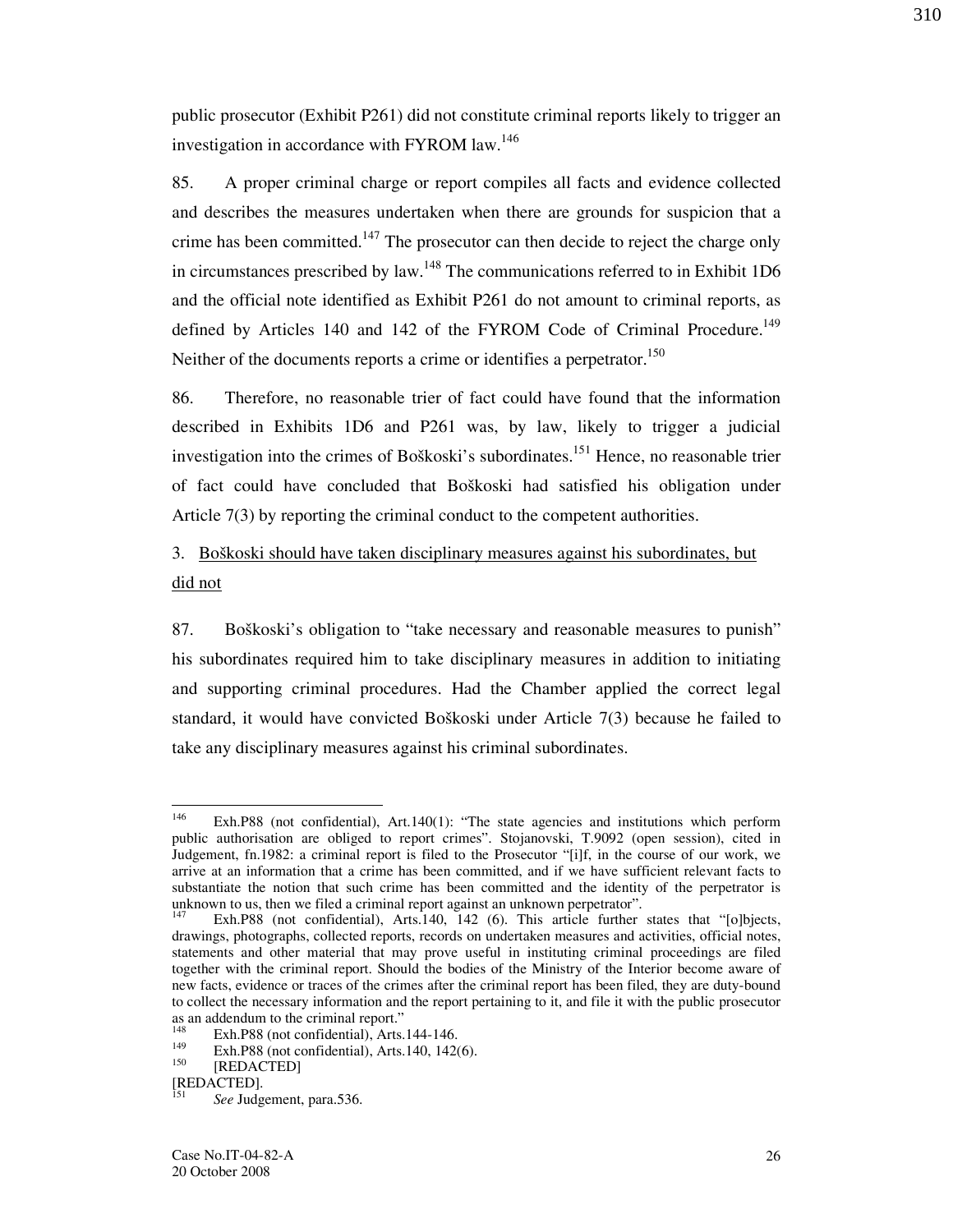public prosecutor (Exhibit P261) did not constitute criminal reports likely to trigger an investigation in accordance with FYROM law.[146]

85. A proper criminal charge or report compiles all facts and evidence collected and describes the measures undertaken when there are grounds for suspicion that a crime has been committed.[147] The prosecutor can then decide to reject the charge only in circumstances prescribed by law.[148] The communications referred to in Exhibit 1D6 and the official note identified as Exhibit P261 do not amount to criminal reports, as defined by Articles 140 and 142 of the FYROM Code of Criminal Procedure.[149] Neither of the documents reports a crime or identifies a perpetrator.[150]

86. Therefore, no reasonable trier of fact could have found that the information described in Exhibits 1D6 and P261 was, by law, likely to trigger a judicial investigation into the crimes of Boškoski's subordinates.[151] Hence, no reasonable trier of fact could have concluded that Boškoski had satisfied his obligation under Article 7(3) by reporting the criminal conduct to the competent authorities.

3. <u>Boškoski should have taken disciplinary measures against his subordinates, but did not</u>

87. Boškoski's obligation to "take necessary and reasonable measures to punish" his subordinates required him to take disciplinary measures in addition to initiating and supporting criminal procedures. Had the Chamber applied the correct legal standard, it would have convicted Boškoski under Article 7(3) because he failed to take any disciplinary measures against his criminal subordinates.

---

[146] Exh.P88 (not confidential), Art.140(1): "The state agencies and institutions which perform public authorisation are obliged to report crimes". Stojanovski, T.9092 (open session), cited in Judgement, fn.1982: a criminal report is filed to the Prosecutor "[i]f, in the course of our work, we arrive at an information that a crime has been committed, and if we have sufficient relevant facts to substantiate the notion that such crime has been committed and the identity of the perpetrator is unknown to us, then we filed a criminal report against an unknown perpetrator".

[147] Exh.P88 (not confidential), Arts.140, 142 (6). This article further states that "[o]bjects, drawings, photographs, collected reports, records on undertaken measures and activities, official notes, statements and other material that may prove useful in instituting criminal proceedings are filed together with the criminal report. Should the bodies of the Ministry of the Interior become aware of new facts, evidence or traces of the crimes after the criminal report has been filed, they are duty-bound to collect the necessary information and the report pertaining to it, and file it with the public prosecutor as an addendum to the criminal report."

[148] Exh.P88 (not confidential), Arts.144-146.

[149] Exh.P88 (not confidential), Arts.140, 142(6).

[150] [REDACTED]
[REDACTED].

[151] *See* Judgement, para.536.

Case No.IT-04-82-A
20 October 2008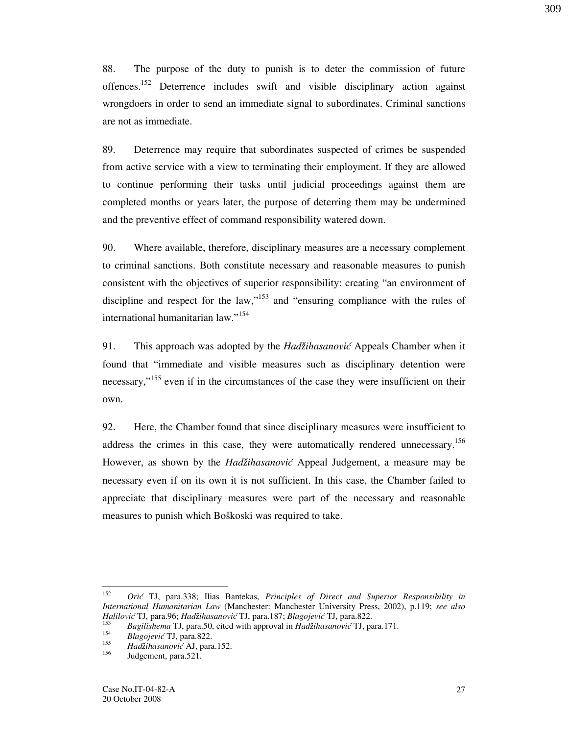88. The purpose of the duty to punish is to deter the commission of future offences.[152] Deterrence includes swift and visible disciplinary action against wrongdoers in order to send an immediate signal to subordinates. Criminal sanctions are not as immediate.

89. Deterrence may require that subordinates suspected of crimes be suspended from active service with a view to terminating their employment. If they are allowed to continue performing their tasks until judicial proceedings against them are completed months or years later, the purpose of deterring them may be undermined and the preventive effect of command responsibility watered down.

90. Where available, therefore, disciplinary measures are a necessary complement to criminal sanctions. Both constitute necessary and reasonable measures to punish consistent with the objectives of superior responsibility: creating "an environment of discipline and respect for the law,"[153] and "ensuring compliance with the rules of international humanitarian law."[154]

91. This approach was adopted by the *Hadžihasanović* Appeals Chamber when it found that "immediate and visible measures such as disciplinary detention were necessary,"[155] even if in the circumstances of the case they were insufficient on their own.

92. Here, the Chamber found that since disciplinary measures were insufficient to address the crimes in this case, they were automatically rendered unnecessary.[156] However, as shown by the *Hadžihasanović* Appeal Judgement, a measure may be necessary even if on its own it is not sufficient. In this case, the Chamber failed to appreciate that disciplinary measures were part of the necessary and reasonable measures to punish which Boškoski was required to take.

---

[152] *Orić* TJ, para.338; Ilias Bantekas, *Principles of Direct and Superior Responsibility in International Humanitarian Law* (Manchester: Manchester University Press, 2002), p.119; *see also Halilović* TJ, para.96; *Hadžihasanović* TJ, para.187; *Blagojević* TJ, para.822.

[153] *Bagilishema* TJ, para.50, cited with approval in *Hadžihasanović* TJ, para.171.

[154] *Blagojević* TJ, para.822.

[155] *Hadžihasanović* AJ, para.152.

[156] Judgement, para.521.

Case No.IT-04-82-A
20 October 2008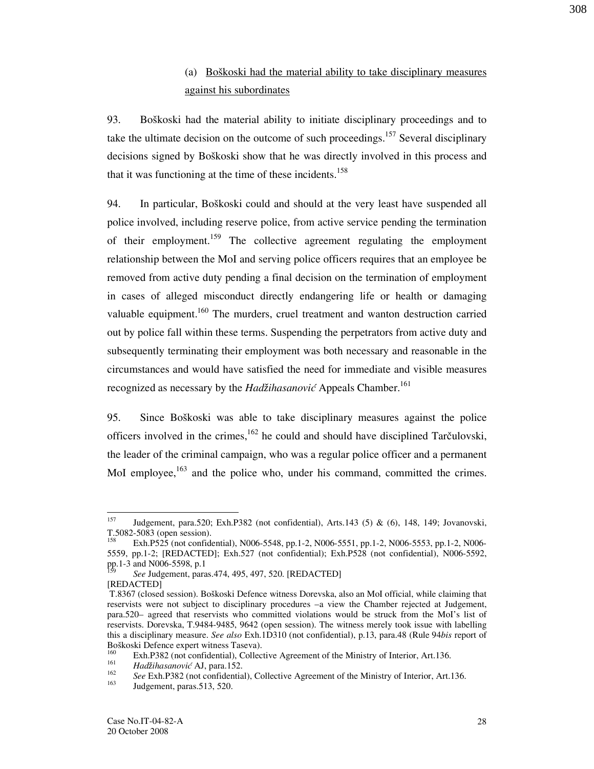(a) Boškoski had the material ability to take disciplinary measures against his subordinates

93. Boškoski had the material ability to initiate disciplinary proceedings and to take the ultimate decision on the outcome of such proceedings.[157] Several disciplinary decisions signed by Boškoski show that he was directly involved in this process and that it was functioning at the time of these incidents.[158]

94. In particular, Boškoski could and should at the very least have suspended all police involved, including reserve police, from active service pending the termination of their employment.[159] The collective agreement regulating the employment relationship between the MoI and serving police officers requires that an employee be removed from active duty pending a final decision on the termination of employment in cases of alleged misconduct directly endangering life or health or damaging valuable equipment.[160] The murders, cruel treatment and wanton destruction carried out by police fall within these terms. Suspending the perpetrators from active duty and subsequently terminating their employment was both necessary and reasonable in the circumstances and would have satisfied the need for immediate and visible measures recognized as necessary by the *Hadžihasanović* Appeals Chamber.[161]

95. Since Boškoski was able to take disciplinary measures against the police officers involved in the crimes,[162] he could and should have disciplined Tarčulovski, the leader of the criminal campaign, who was a regular police officer and a permanent MoI employee,[163] and the police who, under his command, committed the crimes.

---

[157] Judgement, para.520; Exh.P382 (not confidential), Arts.143 (5) & (6), 148, 149; Jovanovski, T.5082-5083 (open session).

[158] Exh.P525 (not confidential), N006-5548, pp.1-2, N006-5551, pp.1-2, N006-5553, pp.1-2, N006-5559, pp.1-2; [REDACTED]; Exh.527 (not confidential); Exh.P528 (not confidential), N006-5592, pp.1-3 and N006-5598, p.1

[159] *See* Judgement, paras.474, 495, 497, 520. [REDACTED]
[REDACTED]
T.8367 (closed session). Boškoski Defence witness Dorevska, also an MoI official, while claiming that reservists were not subject to disciplinary procedures –a view the Chamber rejected at Judgement, para.520– agreed that reservists who committed violations would be struck from the MoI's list of reservists. Dorevska, T.9484-9485, 9642 (open session). The witness merely took issue with labelling this a disciplinary measure. *See also* Exh.1D310 (not confidential), p.13, para.48 (Rule 94*bis* report of Boškoski Defence expert witness Taseva).

[160] Exh.P382 (not confidential), Collective Agreement of the Ministry of Interior, Art.136.

[161] *Hadžihasanović* AJ, para.152.

[162] *See* Exh.P382 (not confidential), Collective Agreement of the Ministry of Interior, Art.136.

[163] Judgement, paras.513, 520.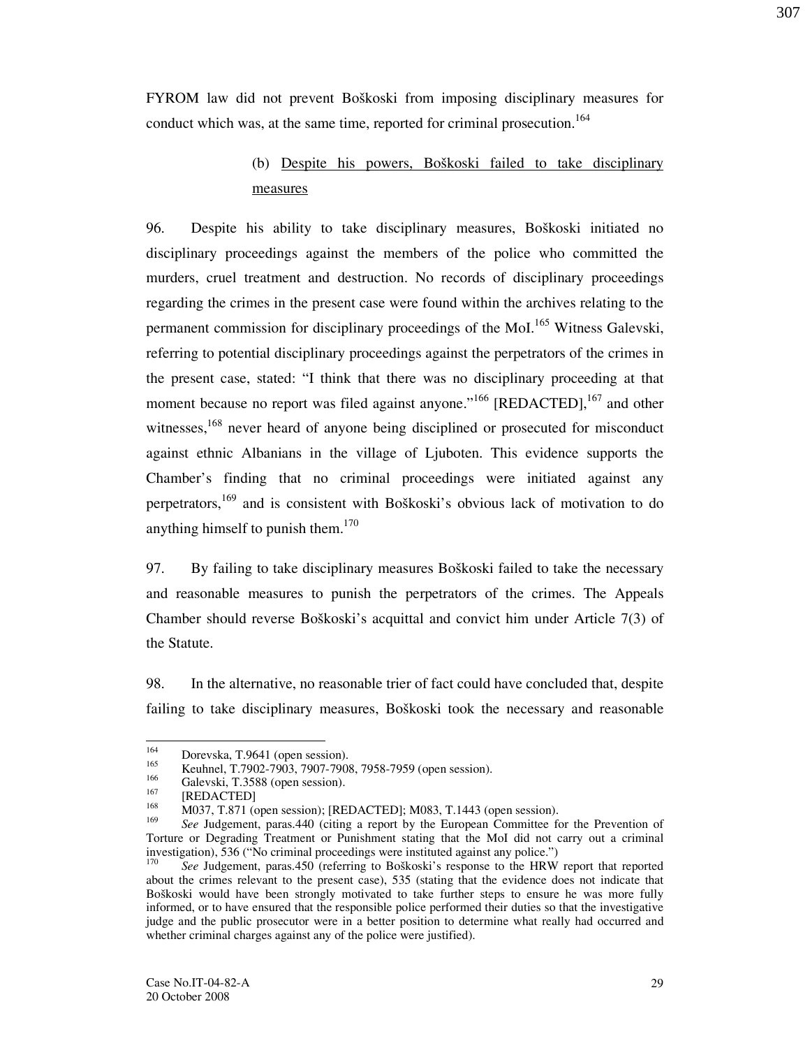FYROM law did not prevent Boškoski from imposing disciplinary measures for conduct which was, at the same time, reported for criminal prosecution.[164]

(b) Despite his powers, Boškoski failed to take disciplinary measures

96. Despite his ability to take disciplinary measures, Boškoski initiated no disciplinary proceedings against the members of the police who committed the murders, cruel treatment and destruction. No records of disciplinary proceedings regarding the crimes in the present case were found within the archives relating to the permanent commission for disciplinary proceedings of the MoI.[165] Witness Galevski, referring to potential disciplinary proceedings against the perpetrators of the crimes in the present case, stated: "I think that there was no disciplinary proceeding at that moment because no report was filed against anyone."[166] [REDACTED],[167] and other witnesses,[168] never heard of anyone being disciplined or prosecuted for misconduct against ethnic Albanians in the village of Ljuboten. This evidence supports the Chamber's finding that no criminal proceedings were initiated against any perpetrators,[169] and is consistent with Boškoski's obvious lack of motivation to do anything himself to punish them.[170]

97. By failing to take disciplinary measures Boškoski failed to take the necessary and reasonable measures to punish the perpetrators of the crimes. The Appeals Chamber should reverse Boškoski's acquittal and convict him under Article 7(3) of the Statute.

98. In the alternative, no reasonable trier of fact could have concluded that, despite failing to take disciplinary measures, Boškoski took the necessary and reasonable

---

[164] Dorevska, T.9641 (open session).

[165] Keuhnel, T.7902-7903, 7907-7908, 7958-7959 (open session).

[166] Galevski, T.3588 (open session).

[167] [REDACTED]

[168] M037, T.871 (open session); [REDACTED]; M083, T.1443 (open session).

[169] *See* Judgement, paras.440 (citing a report by the European Committee for the Prevention of Torture or Degrading Treatment or Punishment stating that the MoI did not carry out a criminal investigation), 536 ("No criminal proceedings were instituted against any police.")

[170] *See* Judgement, paras.450 (referring to Boškoski's response to the HRW report that reported about the crimes relevant to the present case), 535 (stating that the evidence does not indicate that Boškoski would have been strongly motivated to take further steps to ensure he was more fully informed, or to have ensured that the responsible police performed their duties so that the investigative judge and the public prosecutor were in a better position to determine what really had occurred and whether criminal charges against any of the police were justified).

Case No.IT-04-82-A
20 October 2008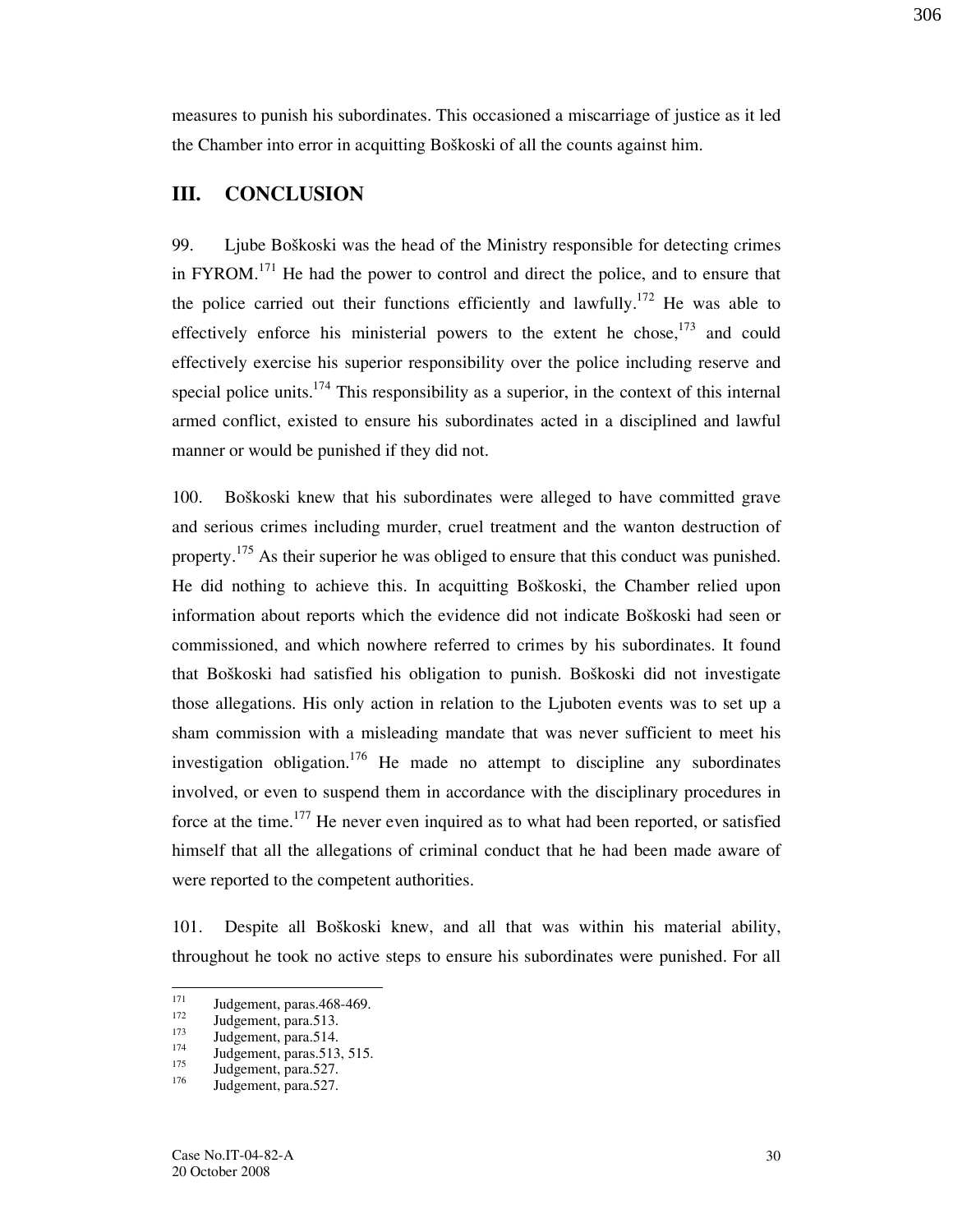measures to punish his subordinates. This occasioned a miscarriage of justice as it led the Chamber into error in acquitting Boškoski of all the counts against him.

## III. CONCLUSION

99. Ljube Boškoski was the head of the Ministry responsible for detecting crimes in FYROM.[171] He had the power to control and direct the police, and to ensure that the police carried out their functions efficiently and lawfully.[172] He was able to effectively enforce his ministerial powers to the extent he chose,[173] and could effectively exercise his superior responsibility over the police including reserve and special police units.[174] This responsibility as a superior, in the context of this internal armed conflict, existed to ensure his subordinates acted in a disciplined and lawful manner or would be punished if they did not.

100. Boškoski knew that his subordinates were alleged to have committed grave and serious crimes including murder, cruel treatment and the wanton destruction of property.[175] As their superior he was obliged to ensure that this conduct was punished. He did nothing to achieve this. In acquitting Boškoski, the Chamber relied upon information about reports which the evidence did not indicate Boškoski had seen or commissioned, and which nowhere referred to crimes by his subordinates. It found that Boškoski had satisfied his obligation to punish. Boškoski did not investigate those allegations. His only action in relation to the Ljuboten events was to set up a sham commission with a misleading mandate that was never sufficient to meet his investigation obligation.[176] He made no attempt to discipline any subordinates involved, or even to suspend them in accordance with the disciplinary procedures in force at the time.[177] He never even inquired as to what had been reported, or satisfied himself that all the allegations of criminal conduct that he had been made aware of were reported to the competent authorities.

101. Despite all Boškoski knew, and all that was within his material ability, throughout he took no active steps to ensure his subordinates were punished. For all

---

[171] Judgement, paras.468-469.
[172] Judgement, para.513.
[173] Judgement, para.514.
[174] Judgement, paras.513, 515.
[175] Judgement, para.527.
[176] Judgement, para.527.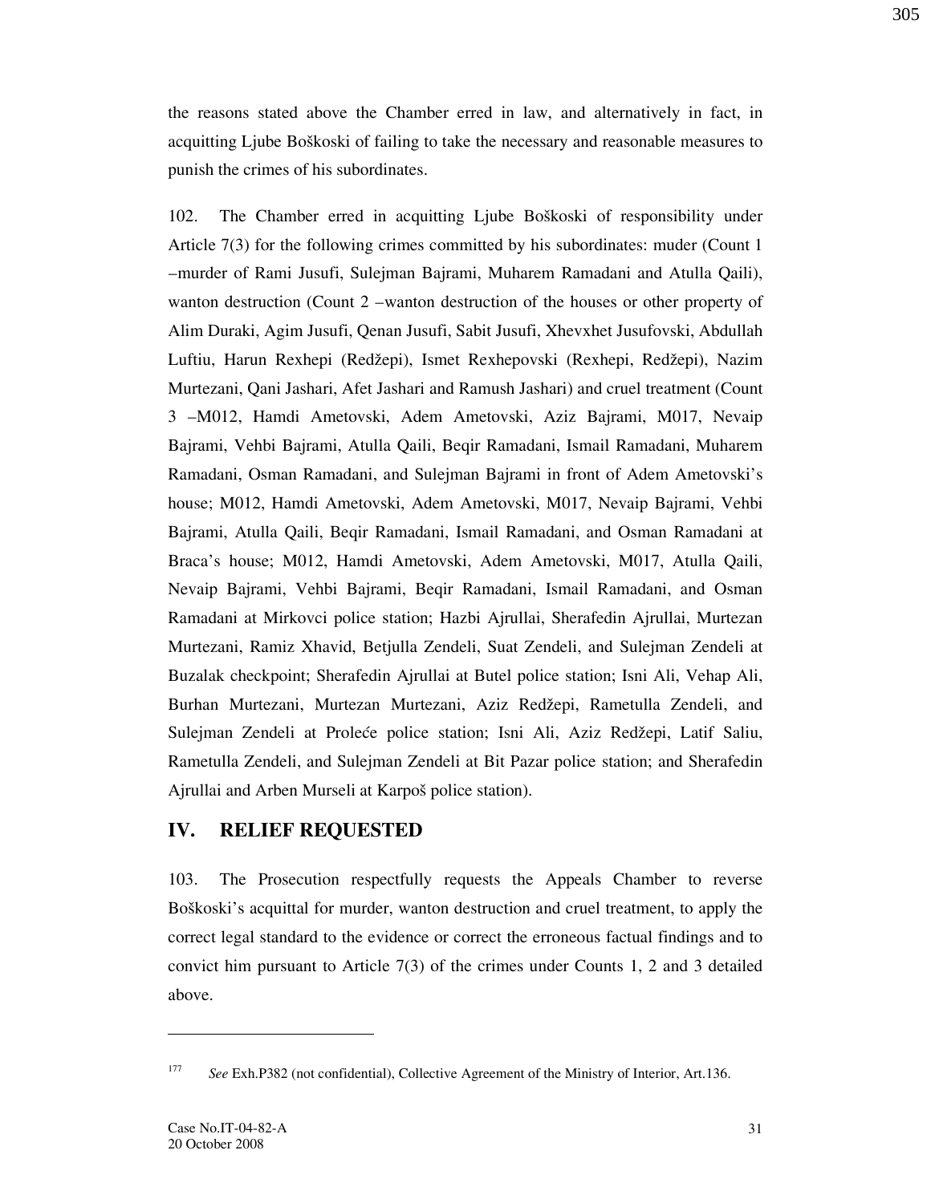the reasons stated above the Chamber erred in law, and alternatively in fact, in acquitting Ljube Boškoski of failing to take the necessary and reasonable measures to punish the crimes of his subordinates.

102. The Chamber erred in acquitting Ljube Boškoski of responsibility under Article 7(3) for the following crimes committed by his subordinates: muder (Count 1 –murder of Rami Jusufi, Sulejman Bajrami, Muharem Ramadani and Atulla Qaili), wanton destruction (Count 2 –wanton destruction of the houses or other property of Alim Duraki, Agim Jusufi, Qenan Jusufi, Sabit Jusufi, Xhevxhet Jusufovski, Abdullah Luftiu, Harun Rexhepi (Redžepi), Ismet Rexhepovski (Rexhepi, Redžepi), Nazim Murtezani, Qani Jashari, Afet Jashari and Ramush Jashari) and cruel treatment (Count 3 –M012, Hamdi Ametovski, Adem Ametovski, Aziz Bajrami, M017, Nevaip Bajrami, Vehbi Bajrami, Atulla Qaili, Beqir Ramadani, Ismail Ramadani, Muharem Ramadani, Osman Ramadani, and Sulejman Bajrami in front of Adem Ametovski's house; M012, Hamdi Ametovski, Adem Ametovski, M017, Nevaip Bajrami, Vehbi Bajrami, Atulla Qaili, Beqir Ramadani, Ismail Ramadani, and Osman Ramadani at Braca's house; M012, Hamdi Ametovski, Adem Ametovski, M017, Atulla Qaili, Nevaip Bajrami, Vehbi Bajrami, Beqir Ramadani, Ismail Ramadani, and Osman Ramadani at Mirkovci police station; Hazbi Ajrullai, Sherafedin Ajrullai, Murtezan Murtezani, Ramiz Xhavid, Betjulla Zendeli, Suat Zendeli, and Sulejman Zendeli at Buzalak checkpoint; Sherafedin Ajrullai at Butel police station; Isni Ali, Vehap Ali, Burhan Murtezani, Murtezan Murtezani, Aziz Redžepi, Rametulla Zendeli, and Sulejman Zendeli at Proleće police station; Isni Ali, Aziz Redžepi, Latif Saliu, Rametulla Zendeli, and Sulejman Zendeli at Bit Pazar police station; and Sherafedin Ajrullai and Arben Murseli at Karpoš police station).

## IV. RELIEF REQUESTED

103. The Prosecution respectfully requests the Appeals Chamber to reverse Boškoski's acquittal for murder, wanton destruction and cruel treatment, to apply the correct legal standard to the evidence or correct the erroneous factual findings and to convict him pursuant to Article 7(3) of the crimes under Counts 1, 2 and 3 detailed above.

---

[177] *See* Exh.P382 (not confidential), Collective Agreement of the Ministry of Interior, Art.136.

Case No.IT-04-82-A
20 October 2008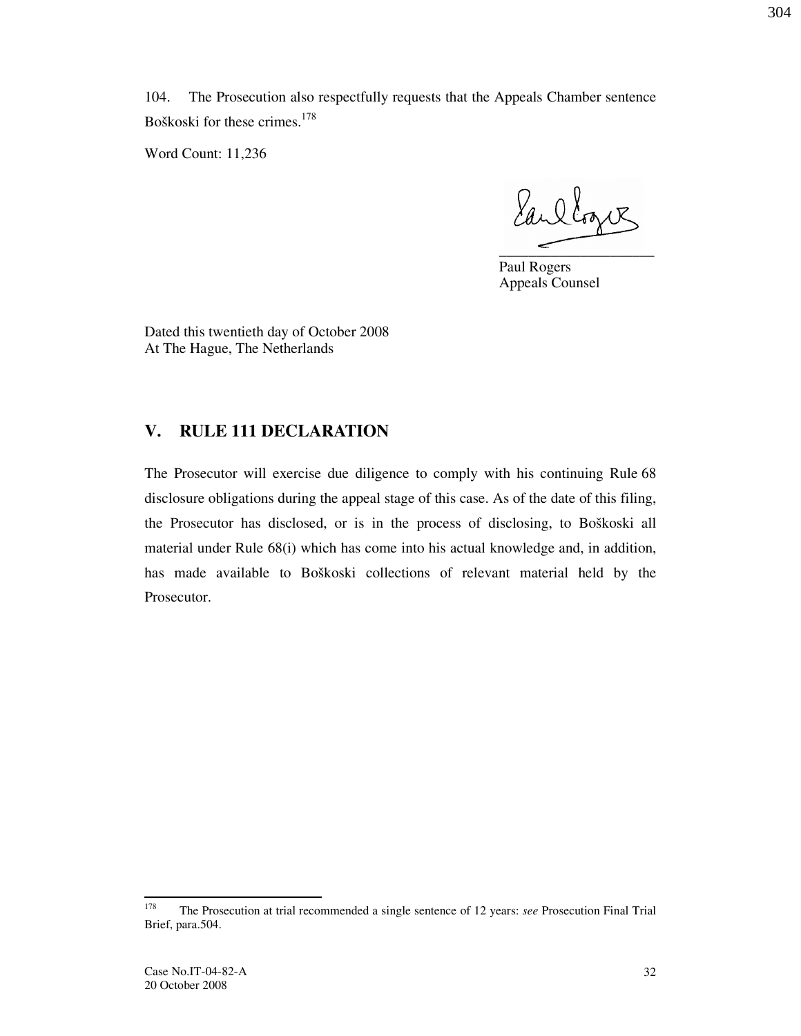104. The Prosecution also respectfully requests that the Appeals Chamber sentence Boškoski for these crimes.[178]

Word Count: 11,236

Paul Rogers
Appeals Counsel

Dated this twentieth day of October 2008
At The Hague, The Netherlands

## V. RULE 111 DECLARATION

The Prosecutor will exercise due diligence to comply with his continuing Rule 68 disclosure obligations during the appeal stage of this case. As of the date of this filing, the Prosecutor has disclosed, or is in the process of disclosing, to Boškoski all material under Rule 68(i) which has come into his actual knowledge and, in addition, has made available to Boškoski collections of relevant material held by the Prosecutor.

---

[178] The Prosecution at trial recommended a single sentence of 12 years: *see* Prosecution Final Trial Brief, para.504.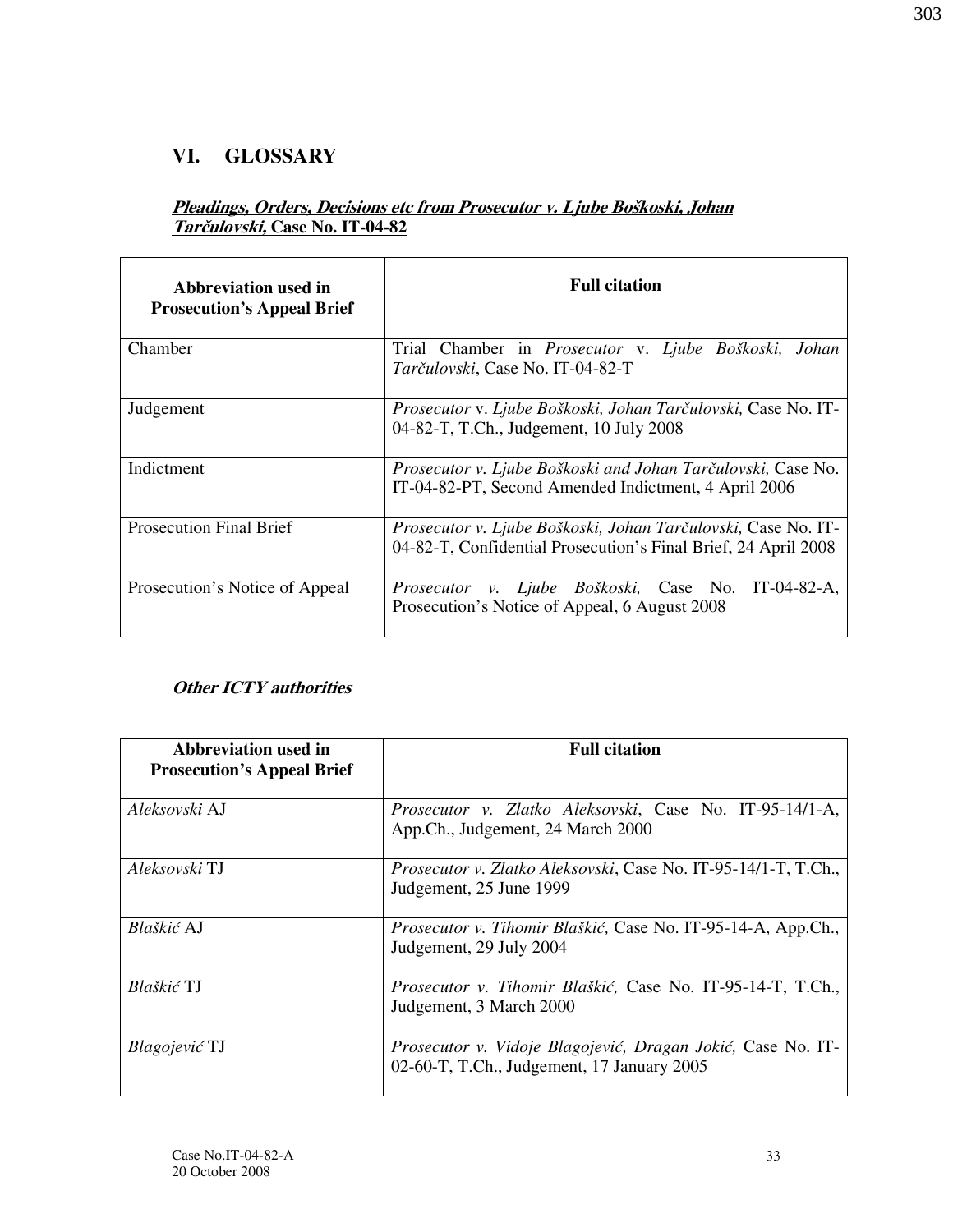## VI. GLOSSARY

***Pleadings, Orders, Decisions etc from Prosecutor v. Ljube Boškoski, Johan Tarčulovski,* Case No. IT-04-82**

| Abbreviation used in Prosecution's Appeal Brief | Full citation |
|---|---|
| Chamber | Trial Chamber in *Prosecutor* v. *Ljube Boškoski, Johan Tarčulovski*, Case No. IT-04-82-T |
| Judgement | *Prosecutor* v. *Ljube Boškoski, Johan Tarčulovski,* Case No. IT-04-82-T, T.Ch., Judgement, 10 July 2008 |
| Indictment | *Prosecutor v. Ljube Boškoski and Johan Tarčulovski,* Case No. IT-04-82-PT, Second Amended Indictment, 4 April 2006 |
| Prosecution Final Brief | *Prosecutor v. Ljube Boškoski, Johan Tarčulovski,* Case No. IT-04-82-T, Confidential Prosecution's Final Brief, 24 April 2008 |
| Prosecution's Notice of Appeal | *Prosecutor v. Ljube Boškoski,* Case No. IT-04-82-A, Prosecution's Notice of Appeal, 6 August 2008 |

***Other ICTY authorities***

| Abbreviation used in Prosecution's Appeal Brief | Full citation |
|---|---|
| *Aleksovski* AJ | *Prosecutor v. Zlatko Aleksovski*, Case No. IT-95-14/1-A, App.Ch., Judgement, 24 March 2000 |
| *Aleksovski* TJ | *Prosecutor v. Zlatko Aleksovski*, Case No. IT-95-14/1-T, T.Ch., Judgement, 25 June 1999 |
| *Blaškić* AJ | *Prosecutor v. Tihomir Blaškić,* Case No. IT-95-14-A, App.Ch., Judgement, 29 July 2004 |
| *Blaškić* TJ | *Prosecutor v. Tihomir Blaškić,* Case No. IT-95-14-T, T.Ch., Judgement, 3 March 2000 |
| *Blagojević* TJ | *Prosecutor v. Vidoje Blagojević, Dragan Jokić,* Case No. IT-02-60-T, T.Ch., Judgement, 17 January 2005 |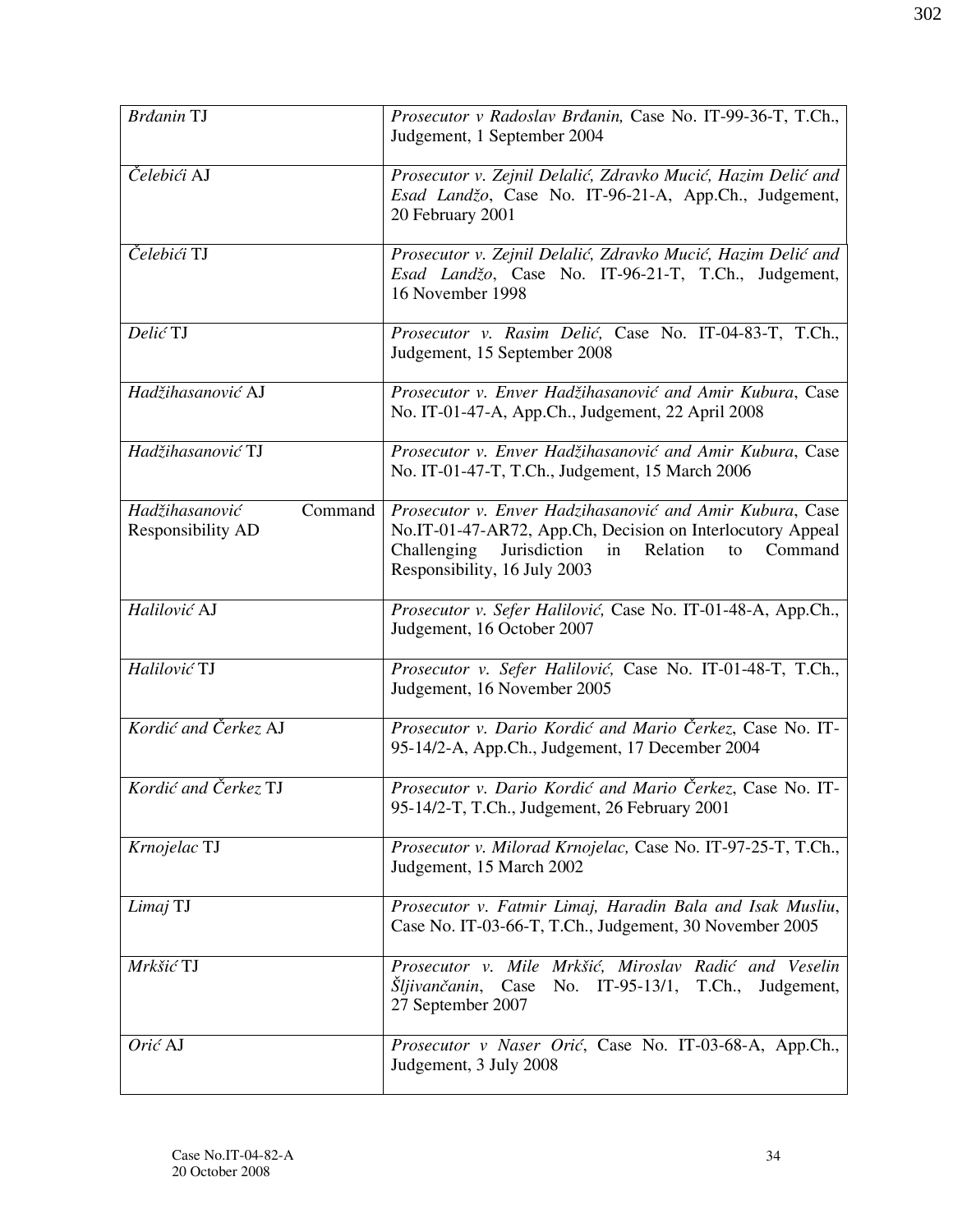| | |
|---|---|
| *Brđanin* TJ | *Prosecutor v Radoslav Brđanin,* Case No. IT-99-36-T, T.Ch., Judgement, 1 September 2004 |
| *Čelebići* AJ | *Prosecutor v. Zejnil Delalić, Zdravko Mucić, Hazim Delić and Esad Landžo*, Case No. IT-96-21-A, App.Ch., Judgement, 20 February 2001 |
| *Čelebići* TJ | *Prosecutor v. Zejnil Delalić, Zdravko Mucić, Hazim Delić and Esad Landžo*, Case No. IT-96-21-T, T.Ch., Judgement, 16 November 1998 |
| *Delić* TJ | *Prosecutor v. Rasim Delić,* Case No. IT-04-83-T, T.Ch., Judgement, 15 September 2008 |
| *Hadžihasanović* AJ | *Prosecutor v. Enver Hadžihasanović and Amir Kubura*, Case No. IT-01-47-A, App.Ch., Judgement, 22 April 2008 |
| *Hadžihasanović* TJ | *Prosecutor v. Enver Hadžihasanović and Amir Kubura*, Case No. IT-01-47-T, T.Ch., Judgement, 15 March 2006 |
| *Hadžihasanović* Command Responsibility AD | *Prosecutor v. Enver Hadzihasanović and Amir Kubura*, Case No.IT-01-47-AR72, App.Ch, Decision on Interlocutory Appeal Challenging Jurisdiction in Relation to Command Responsibility, 16 July 2003 |
| *Halilović* AJ | *Prosecutor v. Sefer Halilović,* Case No. IT-01-48-A, App.Ch., Judgement, 16 October 2007 |
| *Halilović* TJ | *Prosecutor v. Sefer Halilović,* Case No. IT-01-48-T, T.Ch., Judgement, 16 November 2005 |
| *Kordić and Čerkez* AJ | *Prosecutor v. Dario Kordić and Mario Čerkez*, Case No. IT-95-14/2-A, App.Ch., Judgement, 17 December 2004 |
| *Kordić and Čerkez* TJ | *Prosecutor v. Dario Kordić and Mario Čerkez*, Case No. IT-95-14/2-T, T.Ch., Judgement, 26 February 2001 |
| *Krnojelac* TJ | *Prosecutor v. Milorad Krnojelac,* Case No. IT-97-25-T, T.Ch., Judgement, 15 March 2002 |
| *Limaj* TJ | *Prosecutor v. Fatmir Limaj, Haradin Bala and Isak Musliu*, Case No. IT-03-66-T, T.Ch., Judgement, 30 November 2005 |
| *Mrkšić* TJ | *Prosecutor v. Mile Mrkšić, Miroslav Radić and Veselin Šljivančanin*, Case No. IT-95-13/1, T.Ch., Judgement, 27 September 2007 |
| *Orić* AJ | *Prosecutor v Naser Orić*, Case No. IT-03-68-A, App.Ch., Judgement, 3 July 2008 |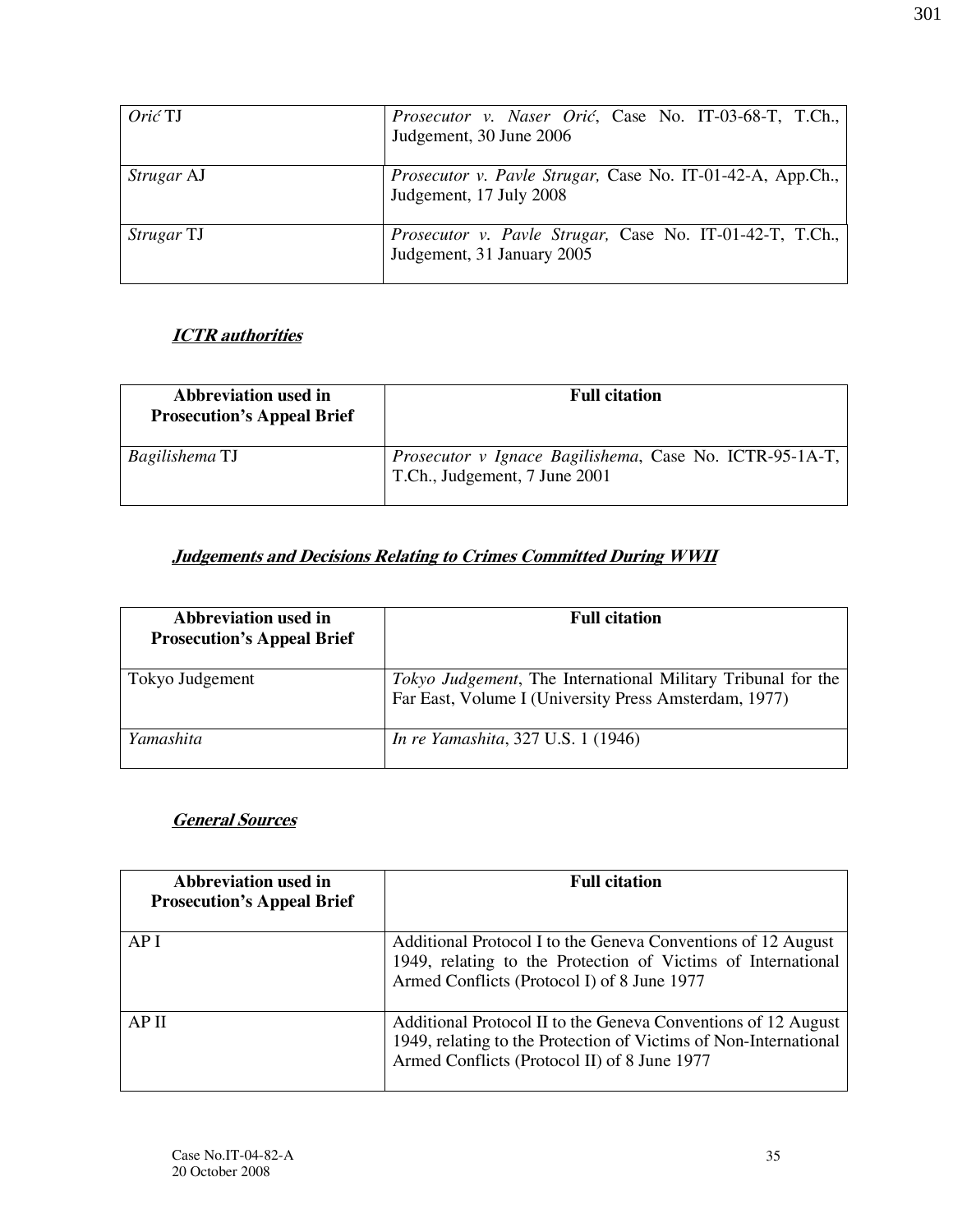| | |
|---|---|
| *Orić* TJ | *Prosecutor v. Naser Orić*, Case No. IT-03-68-T, T.Ch., Judgement, 30 June 2006 |
| *Strugar* AJ | *Prosecutor v. Pavle Strugar,* Case No. IT-01-42-A, App.Ch., Judgement, 17 July 2008 |
| *Strugar* TJ | *Prosecutor v. Pavle Strugar,* Case No. IT-01-42-T, T.Ch., Judgement, 31 January 2005 |

### ***ICTR authorities***

| Abbreviation used in Prosecution's Appeal Brief | Full citation |
|---|---|
| *Bagilishema* TJ | *Prosecutor v Ignace Bagilishema*, Case No. ICTR-95-1A-T, T.Ch., Judgement, 7 June 2001 |

### ***Judgements and Decisions Relating to Crimes Committed During WWII***

| Abbreviation used in Prosecution's Appeal Brief | Full citation |
|---|---|
| Tokyo Judgement | *Tokyo Judgement*, The International Military Tribunal for the Far East, Volume I (University Press Amsterdam, 1977) |
| *Yamashita* | *In re Yamashita*, 327 U.S. 1 (1946) |

### ***General Sources***

| Abbreviation used in Prosecution's Appeal Brief | Full citation |
|---|---|
| AP I | Additional Protocol I to the Geneva Conventions of 12 August 1949, relating to the Protection of Victims of International Armed Conflicts (Protocol I) of 8 June 1977 |
| AP II | Additional Protocol II to the Geneva Conventions of 12 August 1949, relating to the Protection of Victims of Non-International Armed Conflicts (Protocol II) of 8 June 1977 |

Case No.IT-04-82-A
20 October 2008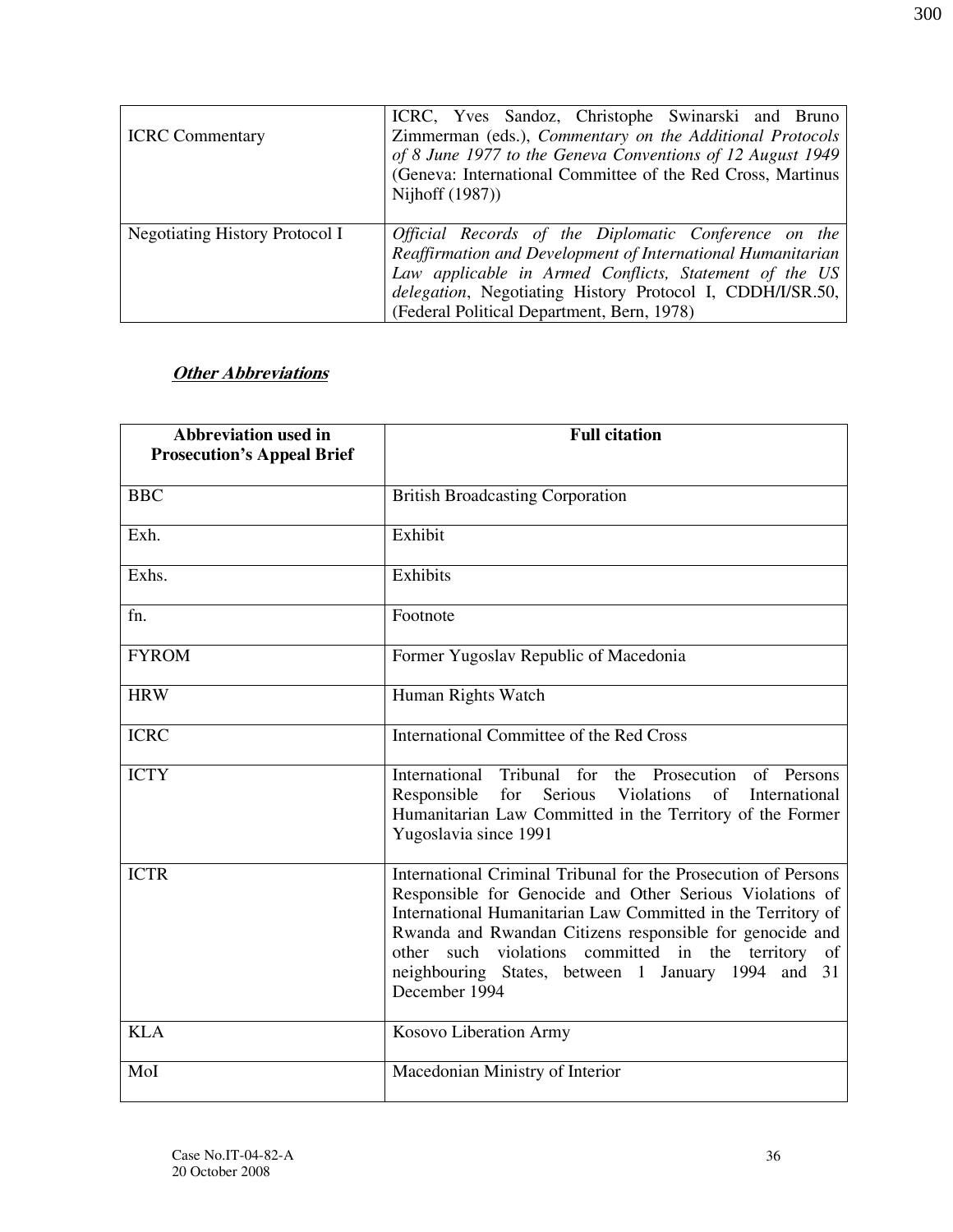| | |
|---|---|
| ICRC Commentary | ICRC, Yves Sandoz, Christophe Swinarski and Bruno Zimmerman (eds.), *Commentary on the Additional Protocols of 8 June 1977 to the Geneva Conventions of 12 August 1949* (Geneva: International Committee of the Red Cross, Martinus Nijhoff (1987)) |
| Negotiating History Protocol I | *Official Records of the Diplomatic Conference on the Reaffirmation and Development of International Humanitarian Law applicable in Armed Conflicts, Statement of the US delegation*, Negotiating History Protocol I, CDDH/I/SR.50, (Federal Political Department, Bern, 1978) |

***Other Abbreviations***

| **Abbreviation used in Prosecution's Appeal Brief** | **Full citation** |
|---|---|
| BBC | British Broadcasting Corporation |
| Exh. | Exhibit |
| Exhs. | Exhibits |
| fn. | Footnote |
| FYROM | Former Yugoslav Republic of Macedonia |
| HRW | Human Rights Watch |
| ICRC | International Committee of the Red Cross |
| ICTY | International Tribunal for the Prosecution of Persons Responsible for Serious Violations of International Humanitarian Law Committed in the Territory of the Former Yugoslavia since 1991 |
| ICTR | International Criminal Tribunal for the Prosecution of Persons Responsible for Genocide and Other Serious Violations of International Humanitarian Law Committed in the Territory of Rwanda and Rwandan Citizens responsible for genocide and other such violations committed in the territory of neighbouring States, between 1 January 1994 and 31 December 1994 |
| KLA | Kosovo Liberation Army |
| MoI | Macedonian Ministry of Interior |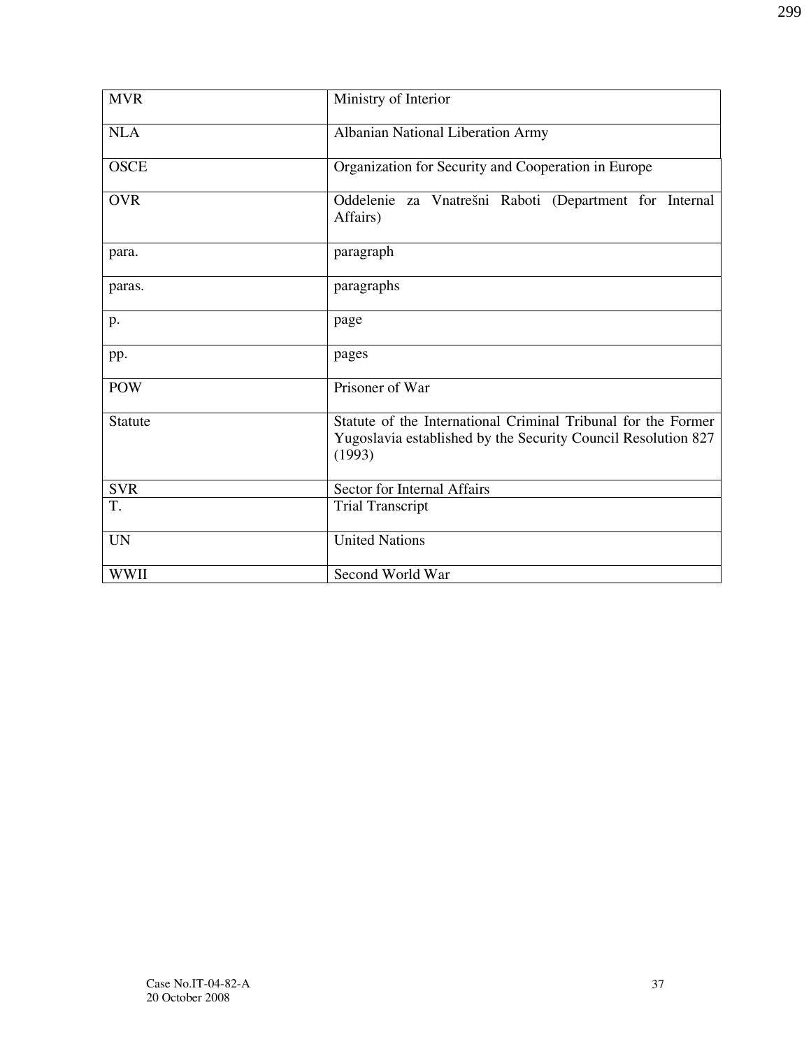| | |
|---|---|
| MVR | Ministry of Interior |
| NLA | Albanian National Liberation Army |
| OSCE | Organization for Security and Cooperation in Europe |
| OVR | Oddelenie za Vnatrešni Raboti (Department for Internal Affairs) |
| para. | paragraph |
| paras. | paragraphs |
| p. | page |
| pp. | pages |
| POW | Prisoner of War |
| Statute | Statute of the International Criminal Tribunal for the Former Yugoslavia established by the Security Council Resolution 827 (1993) |
| SVR | Sector for Internal Affairs |
| T. | Trial Transcript |
| UN | United Nations |
| WWII | Second World War |